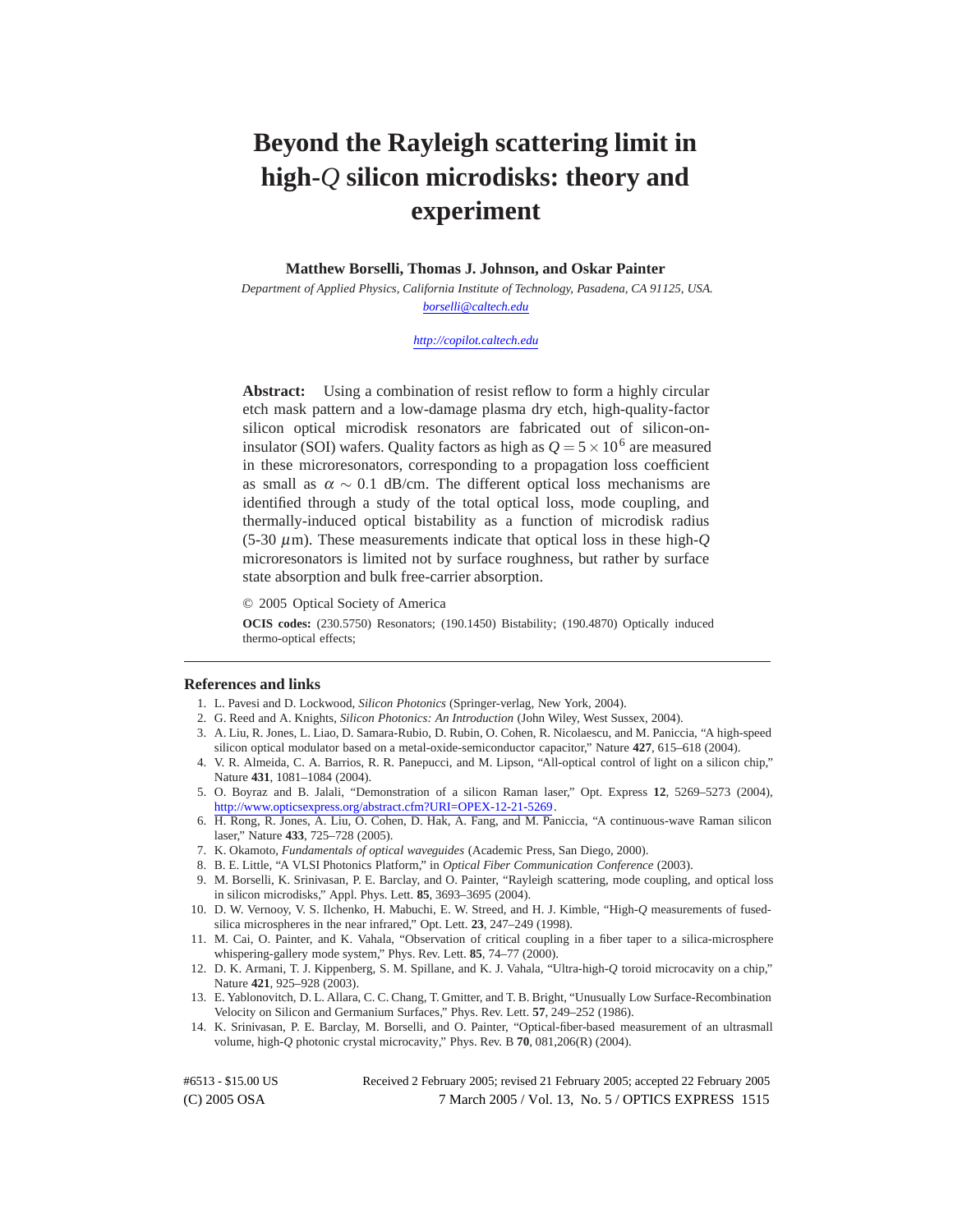# Beyond the Rayleigh scattering limit in high-$Q$ silicon microdisks: theory and experiment

**Matthew Borselli, Thomas J. Johnson, and Oskar Painter**

*Department of Applied Physics, California Institute of Technology, Pasadena, CA 91125, USA.*
*borselli@caltech.edu*

*http://copilot.caltech.edu*

**Abstract:** Using a combination of resist reflow to form a highly circular etch mask pattern and a low-damage plasma dry etch, high-quality-factor silicon optical microdisk resonators are fabricated out of silicon-on-insulator (SOI) wafers. Quality factors as high as $Q = 5 \times 10^6$ are measured in these microresonators, corresponding to a propagation loss coefficient as small as $\alpha \sim 0.1$ dB/cm. The different optical loss mechanisms are identified through a study of the total optical loss, mode coupling, and thermally-induced optical bistability as a function of microdisk radius (5-30 $\mu$m). These measurements indicate that optical loss in these high-$Q$ microresonators is limited not by surface roughness, but rather by surface state absorption and bulk free-carrier absorption.

© 2005 Optical Society of America

**OCIS codes:** (230.5750) Resonators; (190.1450) Bistability; (190.4870) Optically induced thermo-optical effects;

## References and links

1. L. Pavesi and D. Lockwood, *Silicon Photonics* (Springer-verlag, New York, 2004).
2. G. Reed and A. Knights, *Silicon Photonics: An Introduction* (John Wiley, West Sussex, 2004).
3. A. Liu, R. Jones, L. Liao, D. Samara-Rubio, D. Rubin, O. Cohen, R. Nicolaescu, and M. Paniccia, "A high-speed silicon optical modulator based on a metal-oxide-semiconductor capacitor," Nature **427**, 615–618 (2004).
4. V. R. Almeida, C. A. Barrios, R. R. Panepucci, and M. Lipson, "All-optical control of light on a silicon chip," Nature **431**, 1081–1084 (2004).
5. O. Boyraz and B. Jalali, "Demonstration of a silicon Raman laser," Opt. Express **12**, 5269–5273 (2004), http://www.opticsexpress.org/abstract.cfm?URI=OPEX-12-21-5269.
6. H. Rong, R. Jones, A. Liu, O. Cohen, D. Hak, A. Fang, and M. Paniccia, "A continuous-wave Raman silicon laser," Nature **433**, 725–728 (2005).
7. K. Okamoto, *Fundamentals of optical waveguides* (Academic Press, San Diego, 2000).
8. B. E. Little, "A VLSI Photonics Platform," in *Optical Fiber Communication Conference* (2003).
9. M. Borselli, K. Srinivasan, P. E. Barclay, and O. Painter, "Rayleigh scattering, mode coupling, and optical loss in silicon microdisks," Appl. Phys. Lett. **85**, 3693–3695 (2004).
10. D. W. Vernooy, V. S. Ilchenko, H. Mabuchi, E. W. Streed, and H. J. Kimble, "High-$Q$ measurements of fused-silica microspheres in the near infrared," Opt. Lett. **23**, 247–249 (1998).
11. M. Cai, O. Painter, and K. Vahala, "Observation of critical coupling in a fiber taper to a silica-microsphere whispering-gallery mode system," Phys. Rev. Lett. **85**, 74–77 (2000).
12. D. K. Armani, T. J. Kippenberg, S. M. Spillane, and K. J. Vahala, "Ultra-high-$Q$ toroid microcavity on a chip," Nature **421**, 925–928 (2003).
13. E. Yablonovitch, D. L. Allara, C. C. Chang, T. Gmitter, and T. B. Bright, "Unusually Low Surface-Recombination Velocity on Silicon and Germanium Surfaces," Phys. Rev. Lett. **57**, 249–252 (1986).
14. K. Srinivasan, P. E. Barclay, M. Borselli, and O. Painter, "Optical-fiber-based measurement of an ultrasmall volume, high-$Q$ photonic crystal microcavity," Phys. Rev. B **70**, 081,206(R) (2004).

#6513 - $15.00 US Received 2 February 2005; revised 21 February 2005; accepted 22 February 2005
(C) 2005 OSA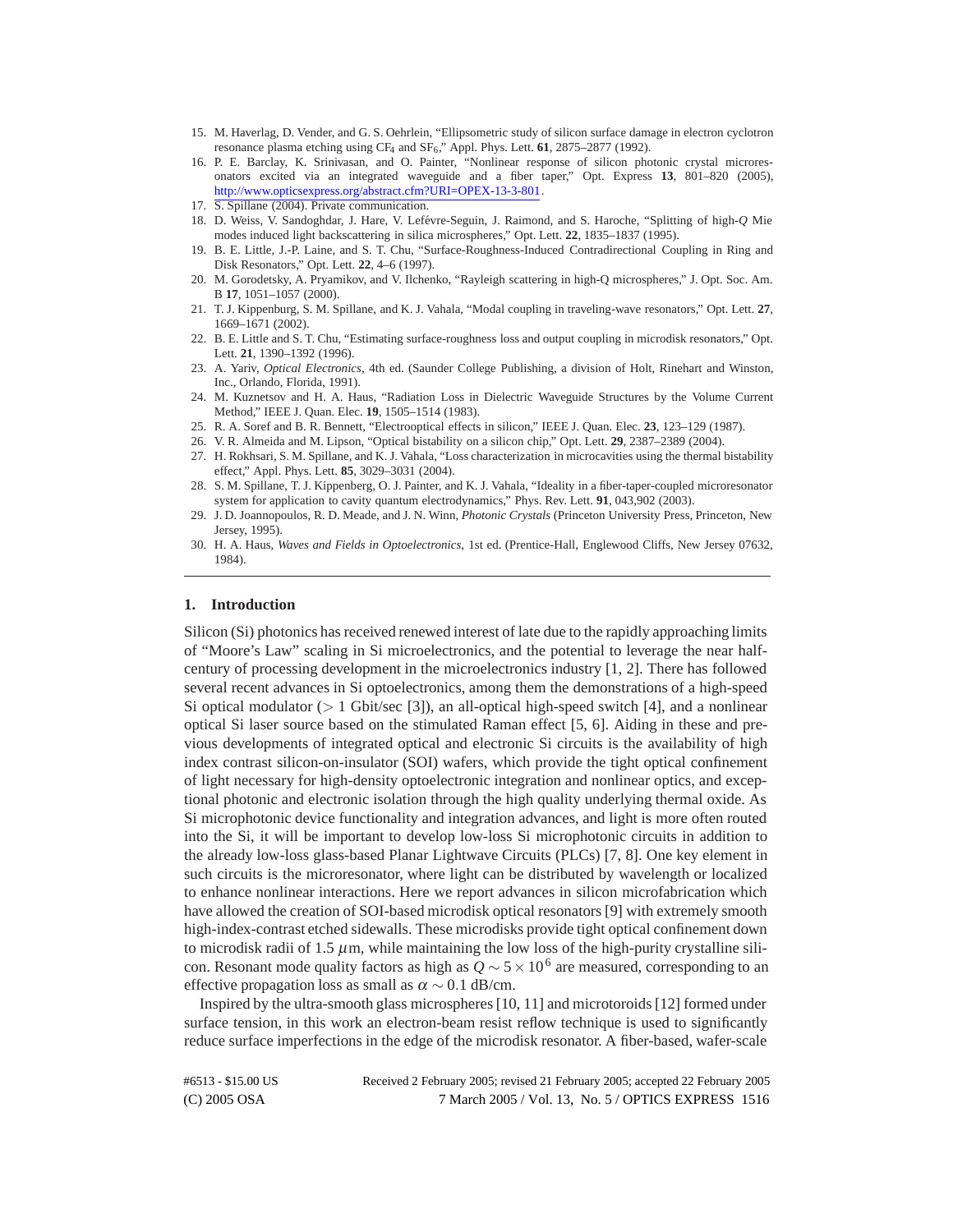15. M. Haverlag, D. Vender, and G. S. Oehrlein, "Ellipsometric study of silicon surface damage in electron cyclotron resonance plasma etching using $CF_4$ and $SF_6$," Appl. Phys. Lett. **61**, 2875–2877 (1992).
16. P. E. Barclay, K. Srinivasan, and O. Painter, "Nonlinear response of silicon photonic crystal microresonators excited via an integrated waveguide and a fiber taper," Opt. Express **13**, 801–820 (2005), http://www.opticsexpress.org/abstract.cfm?URI=OPEX-13-3-801.
17. S. Spillane (2004). Private communication.
18. D. Weiss, V. Sandoghdar, J. Hare, V. Lefévre-Seguin, J. Raimond, and S. Haroche, "Splitting of high-*Q* Mie modes induced light backscattering in silica microspheres," Opt. Lett. **22**, 1835–1837 (1995).
19. B. E. Little, J.-P. Laine, and S. T. Chu, "Surface-Roughness-Induced Contradirectional Coupling in Ring and Disk Resonators," Opt. Lett. **22**, 4–6 (1997).
20. M. Gorodetsky, A. Pryamikov, and V. Ilchenko, "Rayleigh scattering in high-Q microspheres," J. Opt. Soc. Am. B **17**, 1051–1057 (2000).
21. T. J. Kippenburg, S. M. Spillane, and K. J. Vahala, "Modal coupling in traveling-wave resonators," Opt. Lett. **27**, 1669–1671 (2002).
22. B. E. Little and S. T. Chu, "Estimating surface-roughness loss and output coupling in microdisk resonators," Opt. Lett. **21**, 1390–1392 (1996).
23. A. Yariv, *Optical Electronics*, 4th ed. (Saunder College Publishing, a division of Holt, Rinehart and Winston, Inc., Orlando, Florida, 1991).
24. M. Kuznetsov and H. A. Haus, "Radiation Loss in Dielectric Waveguide Structures by the Volume Current Method," IEEE J. Quan. Elec. **19**, 1505–1514 (1983).
25. R. A. Soref and B. R. Bennett, "Electrooptical effects in silicon," IEEE J. Quan. Elec. **23**, 123–129 (1987).
26. V. R. Almeida and M. Lipson, "Optical bistability on a silicon chip," Opt. Lett. **29**, 2387–2389 (2004).
27. H. Rokhsari, S. M. Spillane, and K. J. Vahala, "Loss characterization in microcavities using the thermal bistability effect," Appl. Phys. Lett. **85**, 3029–3031 (2004).
28. S. M. Spillane, T. J. Kippenberg, O. J. Painter, and K. J. Vahala, "Ideality in a fiber-taper-coupled microresonator system for application to cavity quantum electrodynamics," Phys. Rev. Lett. **91**, 043,902 (2003).
29. J. D. Joannopoulos, R. D. Meade, and J. N. Winn, *Photonic Crystals* (Princeton University Press, Princeton, New Jersey, 1995).
30. H. A. Haus, *Waves and Fields in Optoelectronics*, 1st ed. (Prentice-Hall, Englewood Cliffs, New Jersey 07632, 1984).

## 1. Introduction

Silicon (Si) photonics has received renewed interest of late due to the rapidly approaching limits of "Moore's Law" scaling in Si microelectronics, and the potential to leverage the near half-century of processing development in the microelectronics industry [1, 2]. There has followed several recent advances in Si optoelectronics, among them the demonstrations of a high-speed Si optical modulator ($>$ 1 Gbit/sec [3]), an all-optical high-speed switch [4], and a nonlinear optical Si laser source based on the stimulated Raman effect [5, 6]. Aiding in these and previous developments of integrated optical and electronic Si circuits is the availability of high index contrast silicon-on-insulator (SOI) wafers, which provide the tight optical confinement of light necessary for high-density optoelectronic integration and nonlinear optics, and exceptional photonic and electronic isolation through the high quality underlying thermal oxide. As Si microphotonic device functionality and integration advances, and light is more often routed into the Si, it will be important to develop low-loss Si microphotonic circuits in addition to the already low-loss glass-based Planar Lightwave Circuits (PLCs) [7, 8]. One key element in such circuits is the microresonator, where light can be distributed by wavelength or localized to enhance nonlinear interactions. Here we report advances in silicon microfabrication which have allowed the creation of SOI-based microdisk optical resonators [9] with extremely smooth high-index-contrast etched sidewalls. These microdisks provide tight optical confinement down to microdisk radii of 1.5 $\mu$m, while maintaining the low loss of the high-purity crystalline silicon. Resonant mode quality factors as high as $Q \sim 5\times10^6$ are measured, corresponding to an effective propagation loss as small as $\alpha \sim 0.1$ dB/cm.

Inspired by the ultra-smooth glass microspheres [10, 11] and microtoroids [12] formed under surface tension, in this work an electron-beam resist reflow technique is used to significantly reduce surface imperfections in the edge of the microdisk resonator. A fiber-based, wafer-scale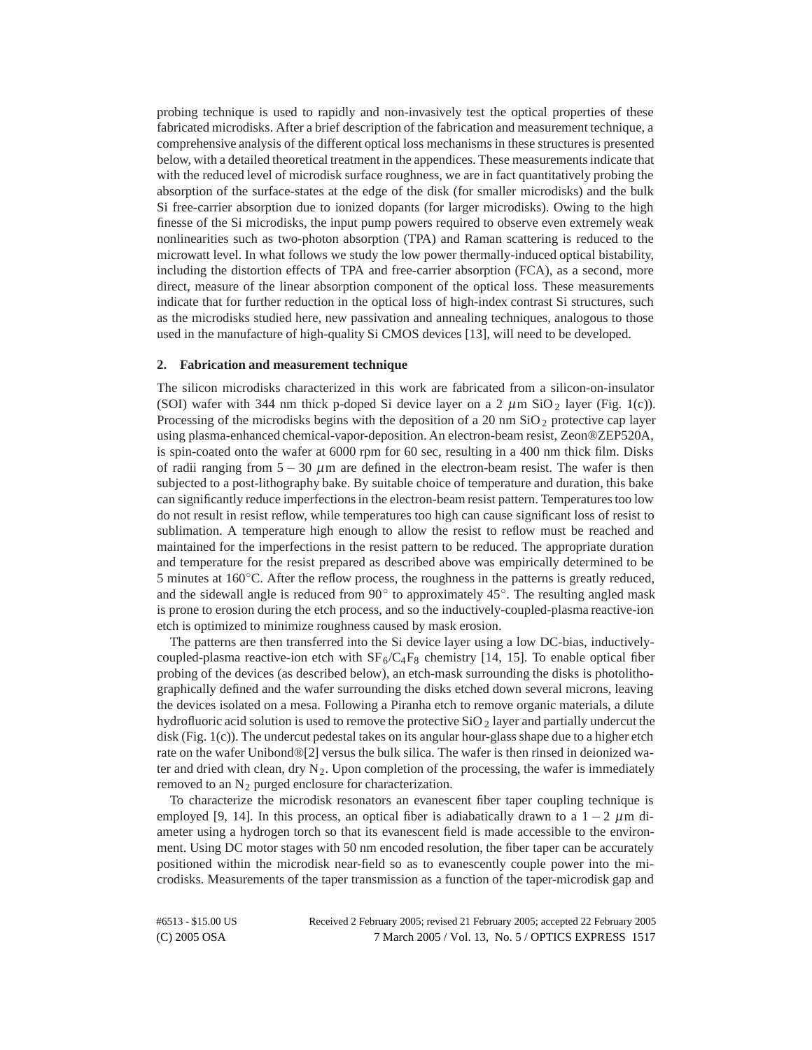probing technique is used to rapidly and non-invasively test the optical properties of these fabricated microdisks. After a brief description of the fabrication and measurement technique, a comprehensive analysis of the different optical loss mechanisms in these structures is presented below, with a detailed theoretical treatment in the appendices. These measurements indicate that with the reduced level of microdisk surface roughness, we are in fact quantitatively probing the absorption of the surface-states at the edge of the disk (for smaller microdisks) and the bulk Si free-carrier absorption due to ionized dopants (for larger microdisks). Owing to the high finesse of the Si microdisks, the input pump powers required to observe even extremely weak nonlinearities such as two-photon absorption (TPA) and Raman scattering is reduced to the microwatt level. In what follows we study the low power thermally-induced optical bistability, including the distortion effects of TPA and free-carrier absorption (FCA), as a second, more direct, measure of the linear absorption component of the optical loss. These measurements indicate that for further reduction in the optical loss of high-index contrast Si structures, such as the microdisks studied here, new passivation and annealing techniques, analogous to those used in the manufacture of high-quality Si CMOS devices [13], will need to be developed.

## 2. Fabrication and measurement technique

The silicon microdisks characterized in this work are fabricated from a silicon-on-insulator (SOI) wafer with 344 nm thick p-doped Si device layer on a 2 $\mu$m $SiO_2$ layer (Fig. 1(c)). Processing of the microdisks begins with the deposition of a 20 nm $SiO_2$ protective cap layer using plasma-enhanced chemical-vapor-deposition. An electron-beam resist, Zeon®ZEP520A, is spin-coated onto the wafer at 6000 rpm for 60 sec, resulting in a 400 nm thick film. Disks of radii ranging from $5-30$ $\mu$m are defined in the electron-beam resist. The wafer is then subjected to a post-lithography bake. By suitable choice of temperature and duration, this bake can significantly reduce imperfections in the electron-beam resist pattern. Temperatures too low do not result in resist reflow, while temperatures too high can cause significant loss of resist to sublimation. A temperature high enough to allow the resist to reflow must be reached and maintained for the imperfections in the resist pattern to be reduced. The appropriate duration and temperature for the resist prepared as described above was empirically determined to be 5 minutes at 160°C. After the reflow process, the roughness in the patterns is greatly reduced, and the sidewall angle is reduced from 90° to approximately 45°. The resulting angled mask is prone to erosion during the etch process, and so the inductively-coupled-plasma reactive-ion etch is optimized to minimize roughness caused by mask erosion.

The patterns are then transferred into the Si device layer using a low DC-bias, inductively-coupled-plasma reactive-ion etch with $SF_6$/$C_4F_8$ chemistry [14, 15]. To enable optical fiber probing of the devices (as described below), an etch-mask surrounding the disks is photolithographically defined and the wafer surrounding the disks etched down several microns, leaving the devices isolated on a mesa. Following a Piranha etch to remove organic materials, a dilute hydrofluoric acid solution is used to remove the protective $SiO_2$ layer and partially undercut the disk (Fig. 1(c)). The undercut pedestal takes on its angular hour-glass shape due to a higher etch rate on the wafer Unibond®[2] versus the bulk silica. The wafer is then rinsed in deionized water and dried with clean, dry $N_2$. Upon completion of the processing, the wafer is immediately removed to an $N_2$ purged enclosure for characterization.

To characterize the microdisk resonators an evanescent fiber taper coupling technique is employed [9, 14]. In this process, an optical fiber is adiabatically drawn to a $1-2$ $\mu$m diameter using a hydrogen torch so that its evanescent field is made accessible to the environment. Using DC motor stages with 50 nm encoded resolution, the fiber taper can be accurately positioned within the microdisk near-field so as to evanescently couple power into the microdisks. Measurements of the taper transmission as a function of the taper-microdisk gap and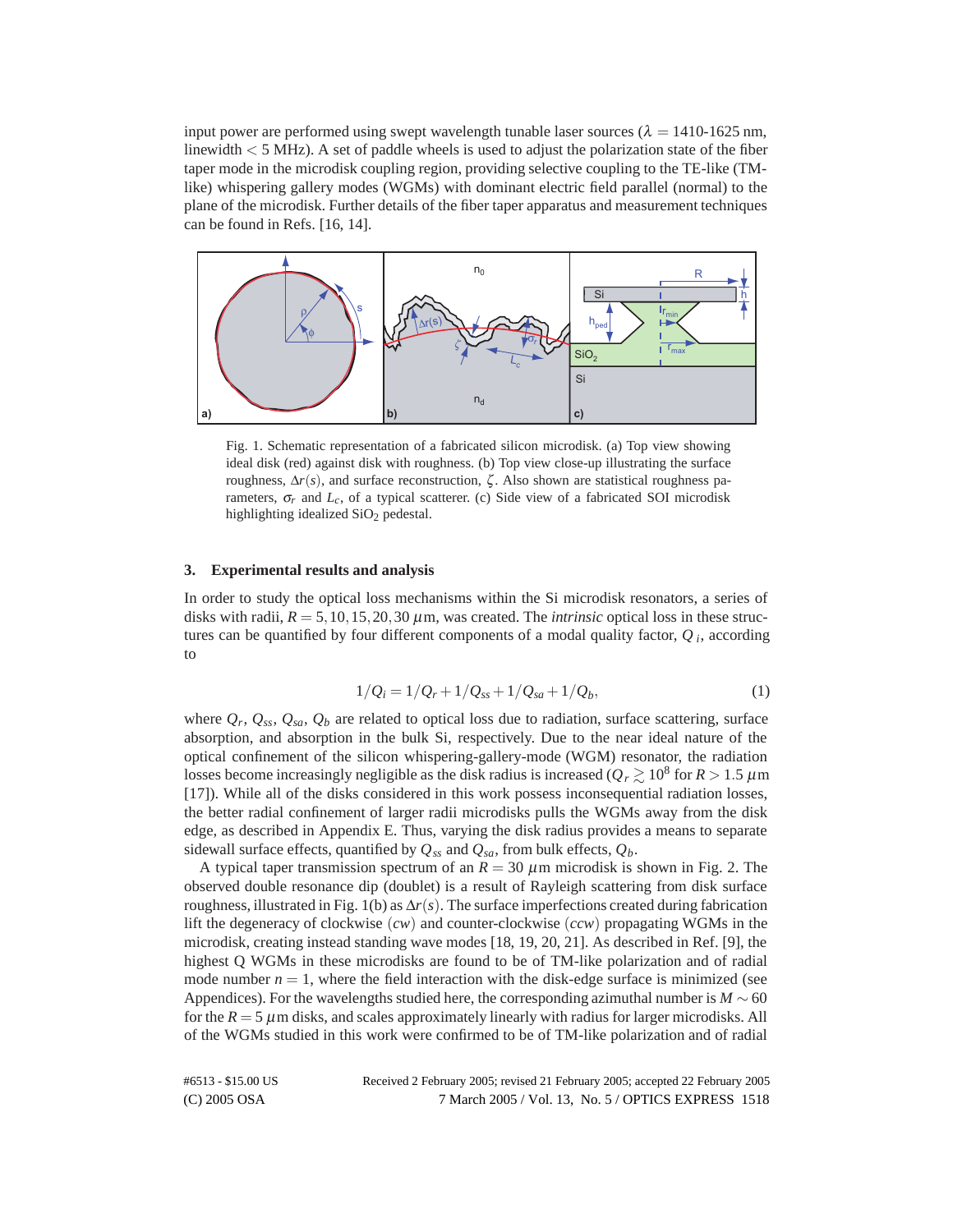input power are performed using swept wavelength tunable laser sources ($\lambda$ = 1410-1625 nm, linewidth < 5 MHz). A set of paddle wheels is used to adjust the polarization state of the fiber taper mode in the microdisk coupling region, providing selective coupling to the TE-like (TM-like) whispering gallery modes (WGMs) with dominant electric field parallel (normal) to the plane of the microdisk. Further details of the fiber taper apparatus and measurement techniques can be found in Refs. [16, 14].

Fig. 1. Schematic representation of a fabricated silicon microdisk. (a) Top view showing ideal disk (red) against disk with roughness. (b) Top view close-up illustrating the surface roughness, $\Delta r(s)$, and surface reconstruction, $\zeta$. Also shown are statistical roughness parameters, $\sigma_r$ and $L_c$, of a typical scatterer. (c) Side view of a fabricated SOI microdisk highlighting idealized $SiO_2$ pedestal.

## 3. Experimental results and analysis

In order to study the optical loss mechanisms within the Si microdisk resonators, a series of disks with radii, $R = 5, 10, 15, 20, 30\ \mu$m, was created. The *intrinsic* optical loss in these structures can be quantified by four different components of a modal quality factor, $Q_i$, according to

$$1/Q_i = 1/Q_r + 1/Q_{ss} + 1/Q_{sa} + 1/Q_b, \tag{1}$$

where $Q_r$, $Q_{ss}$, $Q_{sa}$, $Q_b$ are related to optical loss due to radiation, surface scattering, surface absorption, and absorption in the bulk Si, respectively. Due to the near ideal nature of the optical confinement of the silicon whispering-gallery-mode (WGM) resonator, the radiation losses become increasingly negligible as the disk radius is increased ($Q_r \gtrsim 10^8$ for $R > 1.5\ \mu$m [17]). While all of the disks considered in this work possess inconsequential radiation losses, the better radial confinement of larger radii microdisks pulls the WGMs away from the disk edge, as described in Appendix E. Thus, varying the disk radius provides a means to separate sidewall surface effects, quantified by $Q_{ss}$ and $Q_{sa}$, from bulk effects, $Q_b$.

A typical taper transmission spectrum of an $R = 30\ \mu$m microdisk is shown in Fig. 2. The observed double resonance dip (doublet) is a result of Rayleigh scattering from disk surface roughness, illustrated in Fig. 1(b) as $\Delta r(s)$. The surface imperfections created during fabrication lift the degeneracy of clockwise ($cw$) and counter-clockwise ($ccw$) propagating WGMs in the microdisk, creating instead standing wave modes [18, 19, 20, 21]. As described in Ref. [9], the highest Q WGMs in these microdisks are found to be of TM-like polarization and of radial mode number $n = 1$, where the field interaction with the disk-edge surface is minimized (see Appendices). For the wavelengths studied here, the corresponding azimuthal number is $M \sim 60$ for the $R = 5\ \mu$m disks, and scales approximately linearly with radius for larger microdisks. All of the WGMs studied in this work were confirmed to be of TM-like polarization and of radial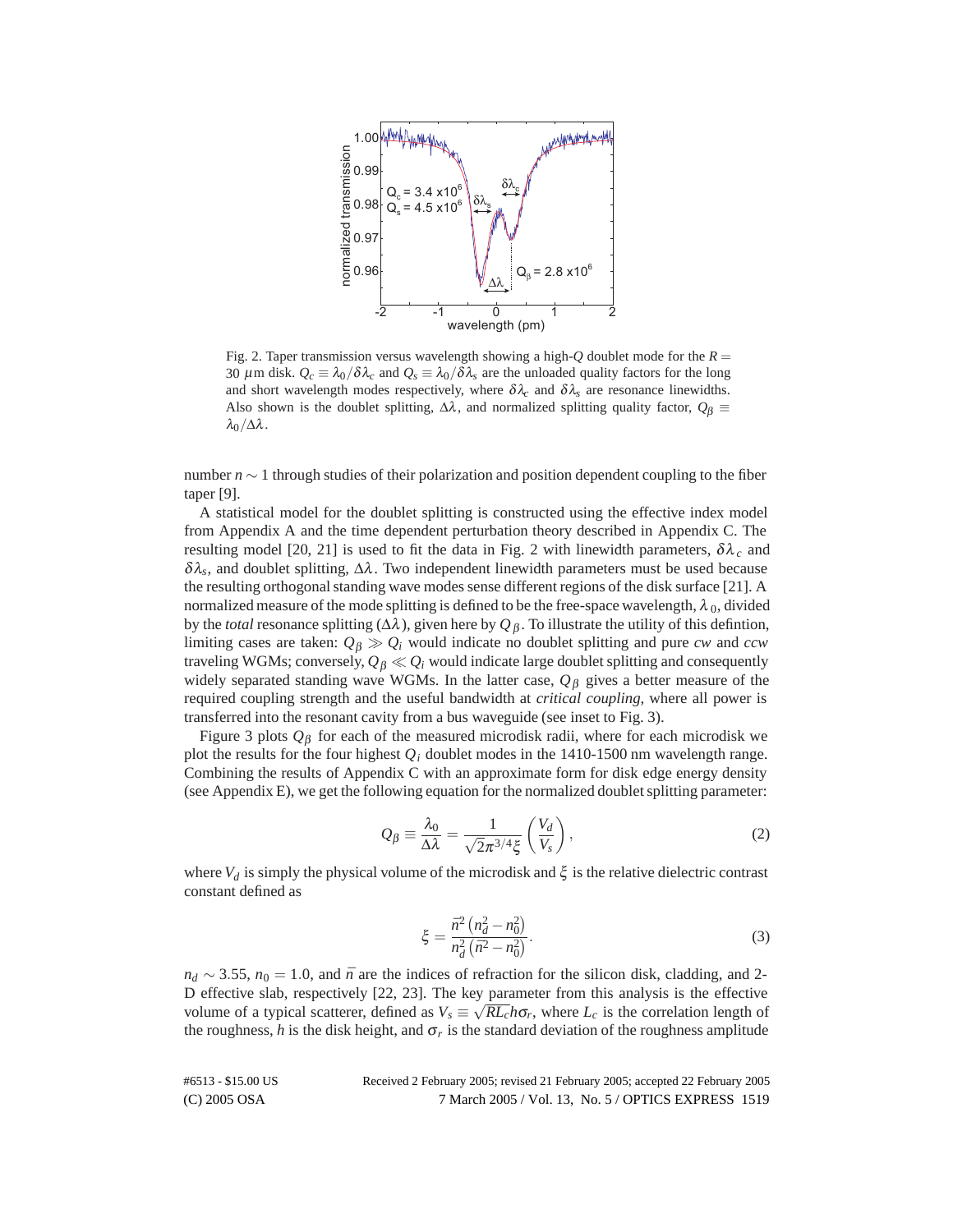Fig. 2. Taper transmission versus wavelength showing a high-$Q$ doublet mode for the $R = 30\ \mu$m disk. $Q_c \equiv \lambda_0/\delta\lambda_c$ and $Q_s \equiv \lambda_0/\delta\lambda_s$ are the unloaded quality factors for the long and short wavelength modes respectively, where $\delta\lambda_c$ and $\delta\lambda_s$ are resonance linewidths. Also shown is the doublet splitting, $\Delta\lambda$, and normalized splitting quality factor, $Q_\beta \equiv \lambda_0/\Delta\lambda$.

number $n \sim 1$ through studies of their polarization and position dependent coupling to the fiber taper [9].

A statistical model for the doublet splitting is constructed using the effective index model from Appendix A and the time dependent perturbation theory described in Appendix C. The resulting model [20, 21] is used to fit the data in Fig. 2 with linewidth parameters, $\delta\lambda_c$ and $\delta\lambda_s$, and doublet splitting, $\Delta\lambda$. Two independent linewidth parameters must be used because the resulting orthogonal standing wave modes sense different regions of the disk surface [21]. A normalized measure of the mode splitting is defined to be the free-space wavelength, $\lambda_0$, divided by the *total* resonance splitting ($\Delta\lambda$), given here by $Q_\beta$. To illustrate the utility of this defintion, limiting cases are taken: $Q_\beta \gg Q_i$ would indicate no doublet splitting and pure *cw* and *ccw* traveling WGMs; conversely, $Q_\beta \ll Q_i$ would indicate large doublet splitting and consequently widely separated standing wave WGMs. In the latter case, $Q_\beta$ gives a better measure of the required coupling strength and the useful bandwidth at *critical coupling*, where all power is transferred into the resonant cavity from a bus waveguide (see inset to Fig. 3).

Figure 3 plots $Q_\beta$ for each of the measured microdisk radii, where for each microdisk we plot the results for the four highest $Q_i$ doublet modes in the 1410-1500 nm wavelength range. Combining the results of Appendix C with an approximate form for disk edge energy density (see Appendix E), we get the following equation for the normalized doublet splitting parameter:

$$Q_\beta \equiv \frac{\lambda_0}{\Delta\lambda} = \frac{1}{\sqrt{2}\pi^{3/4}\xi}\left(\frac{V_d}{V_s}\right), \tag{2}$$

where $V_d$ is simply the physical volume of the microdisk and $\xi$ is the relative dielectric contrast constant defined as

$$\xi = \frac{\bar{n}^2\left(n_d^2 - n_0^2\right)}{n_d^2\left(\bar{n}^2 - n_0^2\right)}. \tag{3}$$

$n_d \sim 3.55$, $n_0 = 1.0$, and $\bar{n}$ are the indices of refraction for the silicon disk, cladding, and 2-D effective slab, respectively [22, 23]. The key parameter from this analysis is the effective volume of a typical scatterer, defined as $V_s \equiv \sqrt{RL_c}h\sigma_r$, where $L_c$ is the correlation length of the roughness, $h$ is the disk height, and $\sigma_r$ is the standard deviation of the roughness amplitude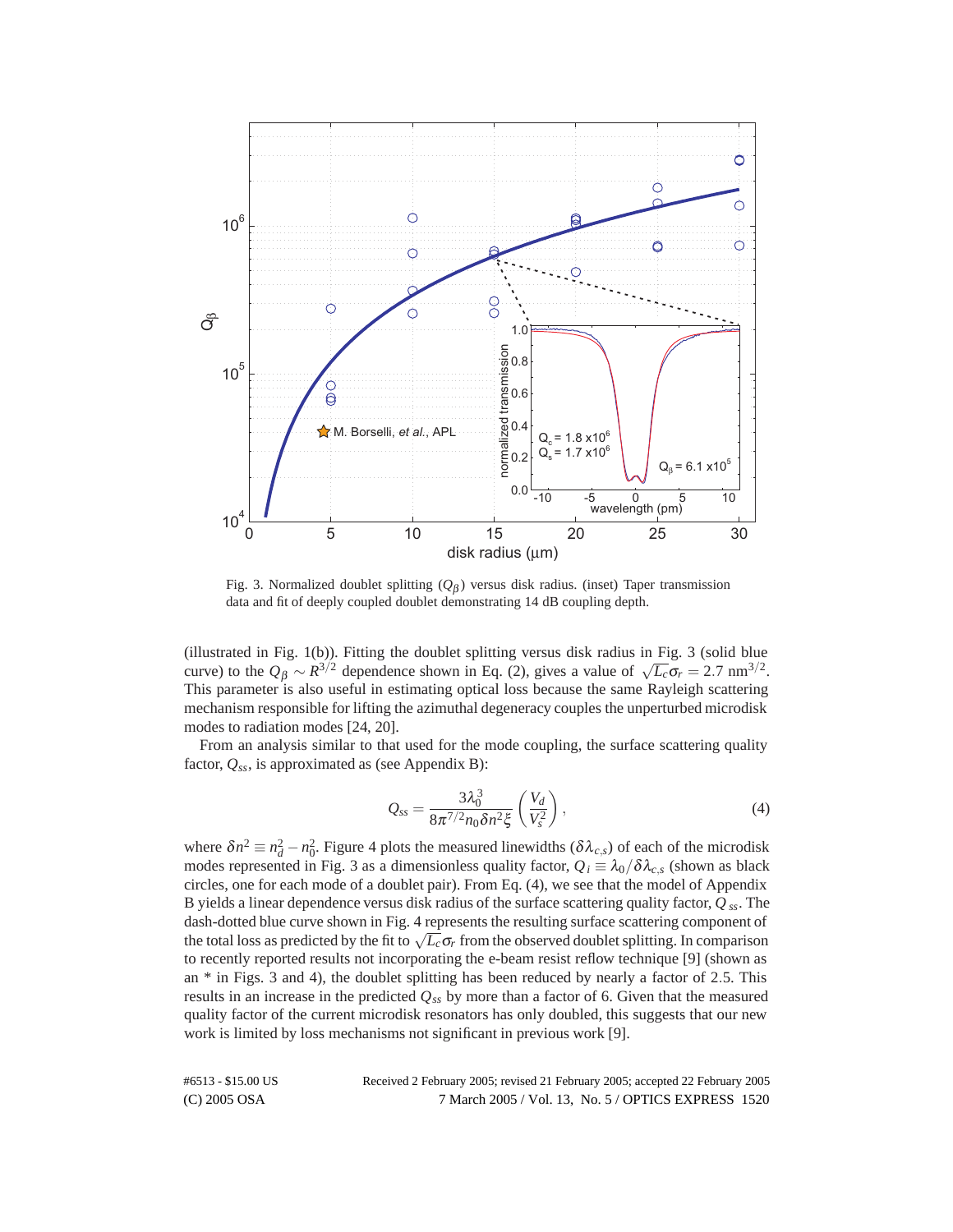Fig. 3. Normalized doublet splitting ($Q_\beta$) versus disk radius. (inset) Taper transmission data and fit of deeply coupled doublet demonstrating 14 dB coupling depth.

(illustrated in Fig. 1(b)). Fitting the doublet splitting versus disk radius in Fig. 3 (solid blue curve) to the $Q_\beta \sim R^{3/2}$ dependence shown in Eq. (2), gives a value of $\sqrt{L_c}\sigma_r = 2.7$ nm$^{3/2}$. This parameter is also useful in estimating optical loss because the same Rayleigh scattering mechanism responsible for lifting the azimuthal degeneracy couples the unperturbed microdisk modes to radiation modes [24, 20].

From an analysis similar to that used for the mode coupling, the surface scattering quality factor, $Q_{ss}$, is approximated as (see Appendix B):

$$Q_{ss} = \frac{3\lambda_0^3}{8\pi^{7/2} n_0 \delta n^2 \xi} \left( \frac{V_d}{V_s^2} \right), \tag{4}$$

where $\delta n^2 \equiv n_d^2 - n_0^2$. Figure 4 plots the measured linewidths ($\delta\lambda_{c,s}$) of each of the microdisk modes represented in Fig. 3 as a dimensionless quality factor, $Q_i \equiv \lambda_0/\delta\lambda_{c,s}$ (shown as black circles, one for each mode of a doublet pair). From Eq. (4), we see that the model of Appendix B yields a linear dependence versus disk radius of the surface scattering quality factor, $Q_{ss}$. The dash-dotted blue curve shown in Fig. 4 represents the resulting surface scattering component of the total loss as predicted by the fit to $\sqrt{L_c}\sigma_r$ from the observed doublet splitting. In comparison to recently reported results not incorporating the e-beam resist reflow technique [9] (shown as an * in Figs. 3 and 4), the doublet splitting has been reduced by nearly a factor of 2.5. This results in an increase in the predicted $Q_{ss}$ by more than a factor of 6. Given that the measured quality factor of the current microdisk resonators has only doubled, this suggests that our new work is limited by loss mechanisms not significant in previous work [9].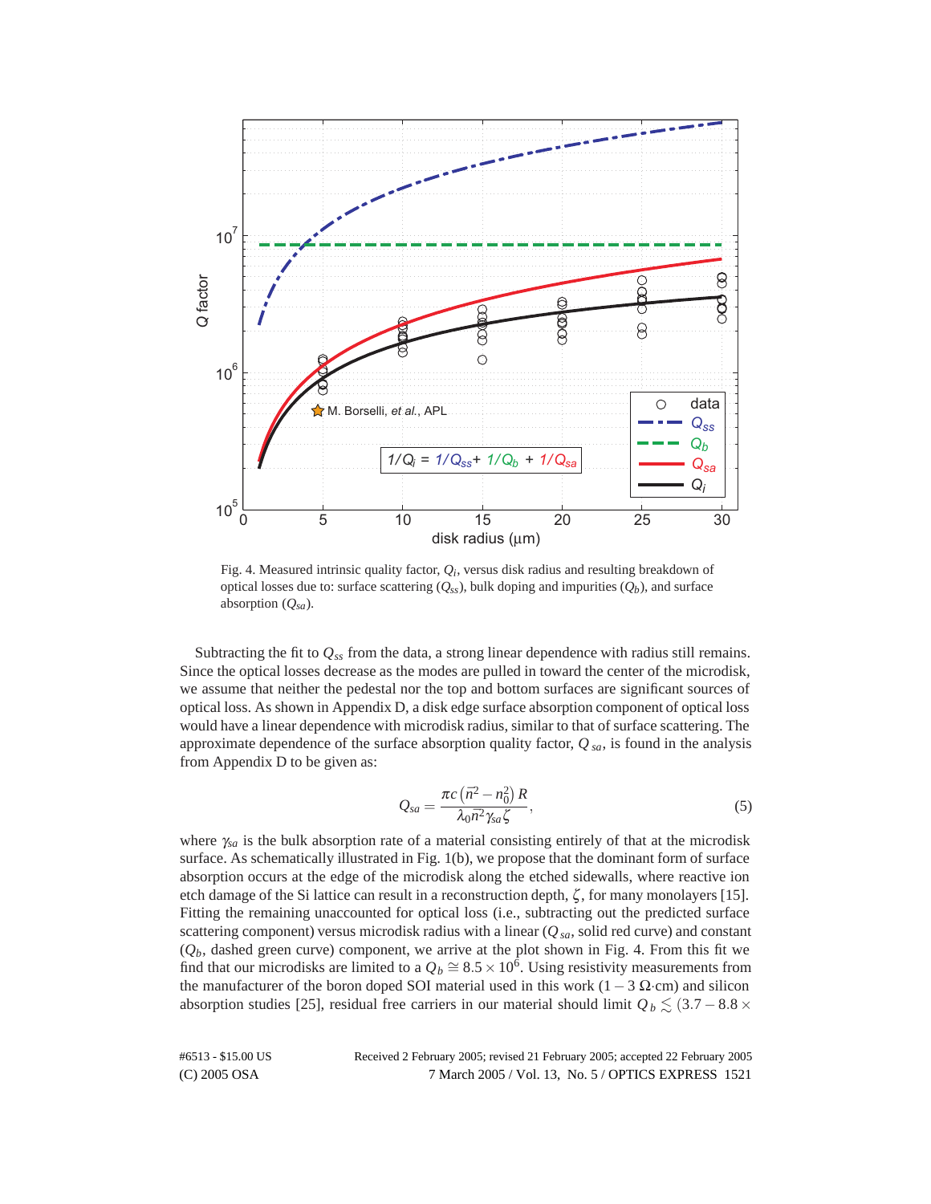Fig. 4. Measured intrinsic quality factor, $Q_i$, versus disk radius and resulting breakdown of optical losses due to: surface scattering ($Q_{ss}$), bulk doping and impurities ($Q_b$), and surface absorption ($Q_{sa}$).

Subtracting the fit to $Q_{ss}$ from the data, a strong linear dependence with radius still remains. Since the optical losses decrease as the modes are pulled in toward the center of the microdisk, we assume that neither the pedestal nor the top and bottom surfaces are significant sources of optical loss. As shown in Appendix D, a disk edge surface absorption component of optical loss would have a linear dependence with microdisk radius, similar to that of surface scattering. The approximate dependence of the surface absorption quality factor, $Q_{sa}$, is found in the analysis from Appendix D to be given as:

$$Q_{sa} = \frac{\pi c \left(\bar{n}^2 - n_0^2\right) R}{\lambda_0 \bar{n}^2 \gamma_{sa} \zeta}, \tag{5}$$

where $\gamma_{sa}$ is the bulk absorption rate of a material consisting entirely of that at the microdisk surface. As schematically illustrated in Fig. 1(b), we propose that the dominant form of surface absorption occurs at the edge of the microdisk along the etched sidewalls, where reactive ion etch damage of the Si lattice can result in a reconstruction depth, $\zeta$, for many monolayers [15]. Fitting the remaining unaccounted for optical loss (i.e., subtracting out the predicted surface scattering component) versus microdisk radius with a linear ($Q_{sa}$, solid red curve) and constant ($Q_b$, dashed green curve) component, we arrive at the plot shown in Fig. 4. From this fit we find that our microdisks are limited to a $Q_b \cong 8.5 \times 10^6$. Using resistivity measurements from the manufacturer of the boron doped SOI material used in this work ($1-3\ \Omega\cdot$cm) and silicon absorption studies [25], residual free carriers in our material should limit $Q_b \lesssim (3.7 - 8.8 \times$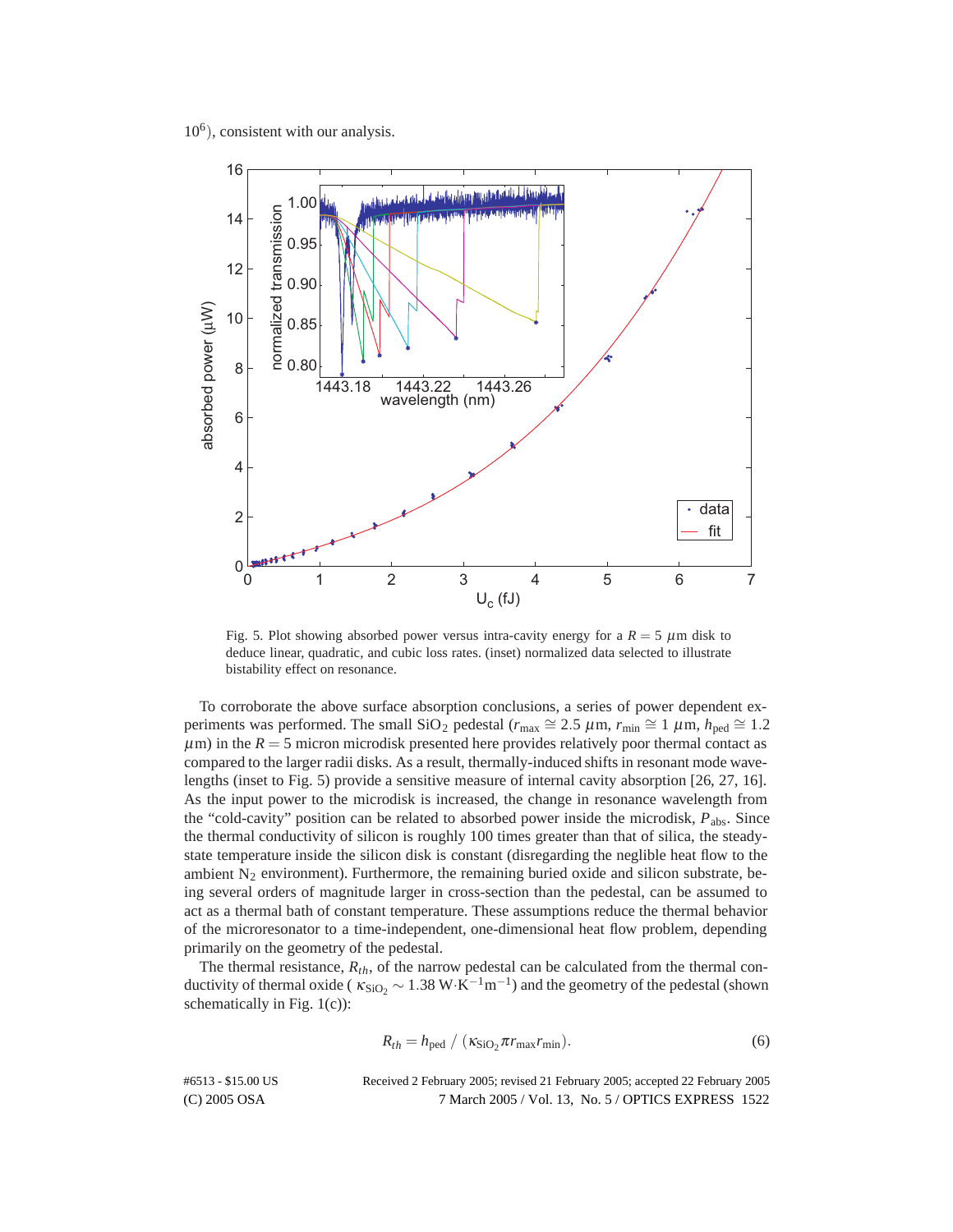$10^6$), consistent with our analysis.

Fig. 5. Plot showing absorbed power versus intra-cavity energy for a $R = 5\ \mu$m disk to deduce linear, quadratic, and cubic loss rates. (inset) normalized data selected to illustrate bistability effect on resonance.

To corroborate the above surface absorption conclusions, a series of power dependent experiments was performed. The small $SiO_2$ pedestal ($r_{\text{max}} \cong 2.5\ \mu$m, $r_{\text{min}} \cong 1\ \mu$m, $h_{\text{ped}} \cong 1.2\ \mu$m) in the $R = 5$ micron microdisk presented here provides relatively poor thermal contact as compared to the larger radii disks. As a result, thermally-induced shifts in resonant mode wavelengths (inset to Fig. 5) provide a sensitive measure of internal cavity absorption [26, 27, 16]. As the input power to the microdisk is increased, the change in resonance wavelength from the "cold-cavity" position can be related to absorbed power inside the microdisk, $P_{\text{abs}}$. Since the thermal conductivity of silicon is roughly 100 times greater than that of silica, the steady-state temperature inside the silicon disk is constant (disregarding the neglible heat flow to the ambient $N_2$ environment). Furthermore, the remaining buried oxide and silicon substrate, being several orders of magnitude larger in cross-section than the pedestal, can be assumed to act as a thermal bath of constant temperature. These assumptions reduce the thermal behavior of the microresonator to a time-independent, one-dimensional heat flow problem, depending primarily on the geometry of the pedestal.

The thermal resistance, $R_{th}$, of the narrow pedestal can be calculated from the thermal conductivity of thermal oxide ( $\kappa_{\text{SiO}_2} \sim 1.38$ W$\cdot$K$^{-1}$m$^{-1}$) and the geometry of the pedestal (shown schematically in Fig. 1(c)):

$$R_{th} = h_{\text{ped}} \ / \ (\kappa_{\text{SiO}_2} \pi r_{\text{max}} r_{\text{min}}). \tag{6}$$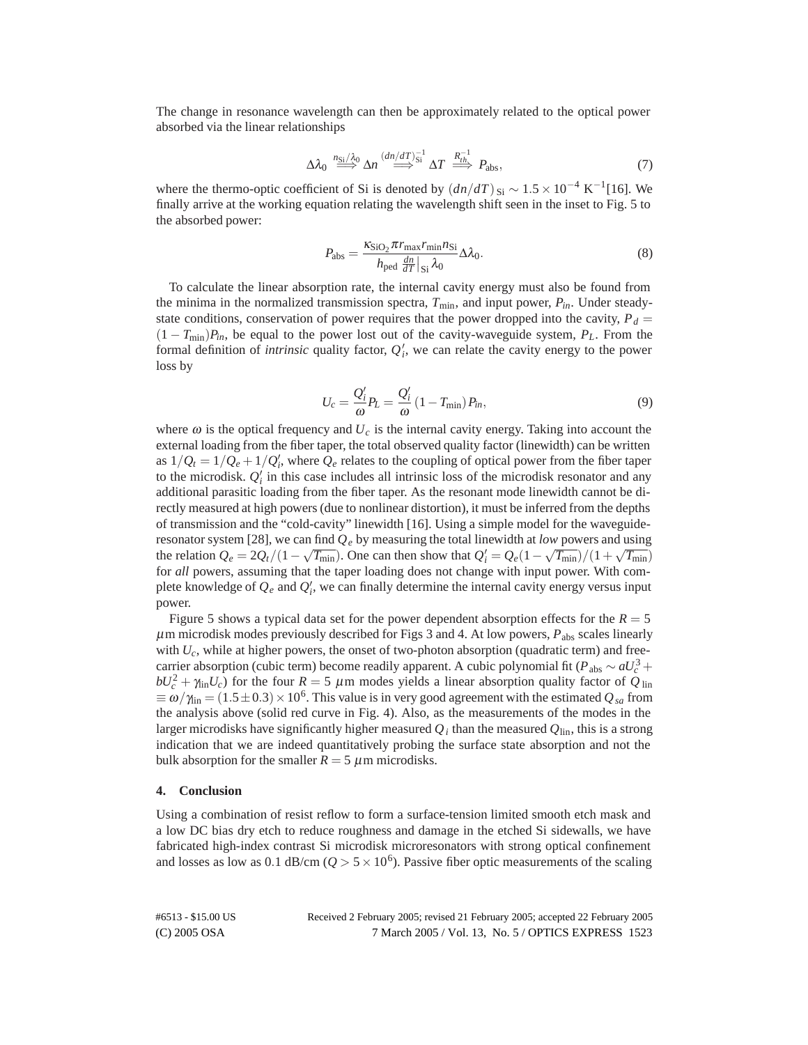The change in resonance wavelength can then be approximately related to the optical power absorbed via the linear relationships

$$\Delta\lambda_0 \overset{n_{\text{Si}}/\lambda_0}{\Longrightarrow} \Delta n \overset{(dn/dT)_{\text{Si}}^{-1}}{\Longrightarrow} \Delta T \overset{R_{th}^{-1}}{\Longrightarrow} P_{\text{abs}}, \tag{7}$$

where the thermo-optic coefficient of Si is denoted by $(dn/dT)_{\text{Si}} \sim 1.5 \times 10^{-4}$ K$^{-1}$[16]. We finally arrive at the working equation relating the wavelength shift seen in the inset to Fig. 5 to the absorbed power:

$$P_{\text{abs}} = \frac{\kappa_{\text{SiO}_2} \pi r_{\max} r_{\min} n_{\text{Si}}}{h_{\text{ped}} \left.\frac{dn}{dT}\right|_{\text{Si}} \lambda_0} \Delta\lambda_0. \tag{8}$$

To calculate the linear absorption rate, the internal cavity energy must also be found from the minima in the normalized transmission spectra, $T_{\min}$, and input power, $P_{in}$. Under steady-state conditions, conservation of power requires that the power dropped into the cavity, $P_d = (1 - T_{\min})P_{in}$, be equal to the power lost out of the cavity-waveguide system, $P_L$. From the formal definition of *intrinsic* quality factor, $Q_i'$, we can relate the cavity energy to the power loss by

$$U_c = \frac{Q_i'}{\omega} P_L = \frac{Q_i'}{\omega}(1 - T_{\min}) P_{in}, \tag{9}$$

where $\omega$ is the optical frequency and $U_c$ is the internal cavity energy. Taking into account the external loading from the fiber taper, the total observed quality factor (linewidth) can be written as $1/Q_t = 1/Q_e + 1/Q_i'$, where $Q_e$ relates to the coupling of optical power from the fiber taper to the microdisk. $Q_i'$ in this case includes all intrinsic loss of the microdisk resonator and any additional parasitic loading from the fiber taper. As the resonant mode linewidth cannot be directly measured at high powers (due to nonlinear distortion), it must be inferred from the depths of transmission and the "cold-cavity" linewidth [16]. Using a simple model for the waveguide-resonator system [28], we can find $Q_e$ by measuring the total linewidth at *low* powers and using the relation $Q_e = 2Q_t/(1 - \sqrt{T_{\min}})$. One can then show that $Q_i' = Q_e(1 - \sqrt{T_{\min}})/(1 + \sqrt{T_{\min}})$ for *all* powers, assuming that the taper loading does not change with input power. With complete knowledge of $Q_e$ and $Q_i'$, we can finally determine the internal cavity energy versus input power.

Figure 5 shows a typical data set for the power dependent absorption effects for the $R = 5$ $\mu$m microdisk modes previously described for Figs 3 and 4. At low powers, $P_{\text{abs}}$ scales linearly with $U_c$, while at higher powers, the onset of two-photon absorption (quadratic term) and free-carrier absorption (cubic term) become readily apparent. A cubic polynomial fit ($P_{\text{abs}} \sim aU_c^3 + bU_c^2 + \gamma_{\text{lin}} U_c$) for the four $R = 5$ $\mu$m modes yields a linear absorption quality factor of $Q_{\text{lin}} \equiv \omega/\gamma_{\text{lin}} = (1.5 \pm 0.3) \times 10^6$. This value is in very good agreement with the estimated $Q_{sa}$ from the analysis above (solid red curve in Fig. 4). Also, as the measurements of the modes in the larger microdisks have significantly higher measured $Q_i$ than the measured $Q_{\text{lin}}$, this is a strong indication that we are indeed quantitatively probing the surface state absorption and not the bulk absorption for the smaller $R = 5$ $\mu$m microdisks.

## 4. Conclusion

Using a combination of resist reflow to form a surface-tension limited smooth etch mask and a low DC bias dry etch to reduce roughness and damage in the etched Si sidewalls, we have fabricated high-index contrast Si microdisk microresonators with strong optical confinement and losses as low as 0.1 dB/cm ($Q > 5 \times 10^6$). Passive fiber optic measurements of the scaling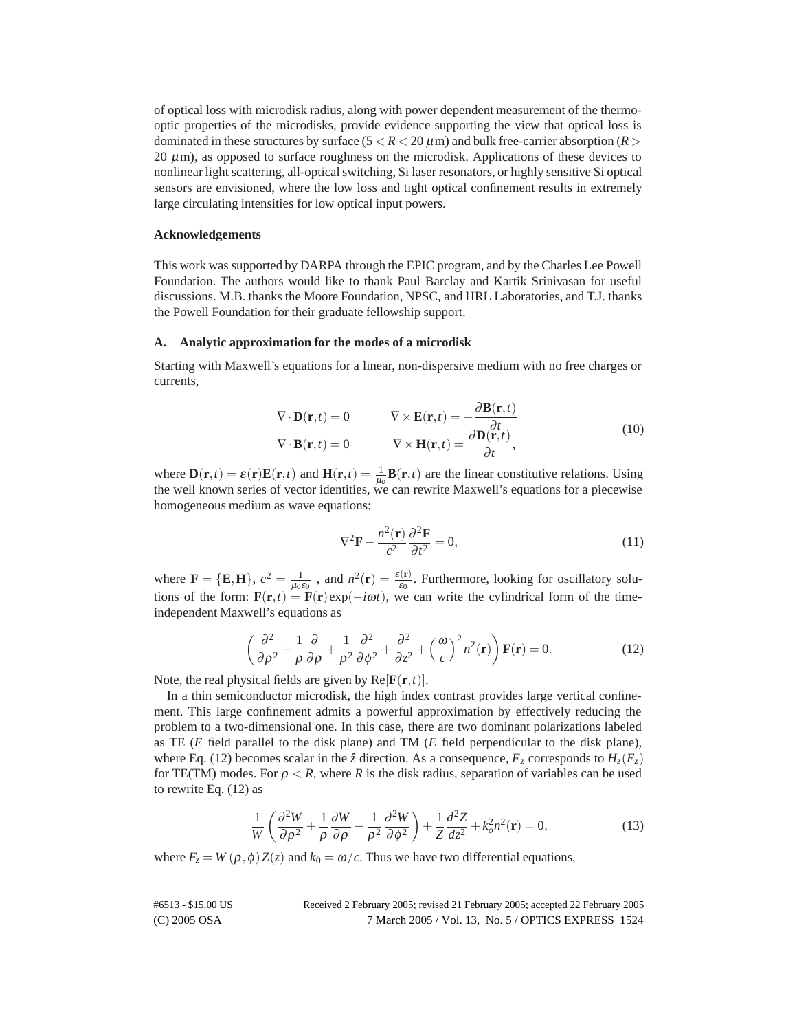of optical loss with microdisk radius, along with power dependent measurement of the thermo-optic properties of the microdisks, provide evidence supporting the view that optical loss is dominated in these structures by surface ($5 < R < 20\ \mu$m) and bulk free-carrier absorption ($R > 20\ \mu$m), as opposed to surface roughness on the microdisk. Applications of these devices to nonlinear light scattering, all-optical switching, Si laser resonators, or highly sensitive Si optical sensors are envisioned, where the low loss and tight optical confinement results in extremely large circulating intensities for low optical input powers.

**Acknowledgements**

This work was supported by DARPA through the EPIC program, and by the Charles Lee Powell Foundation. The authors would like to thank Paul Barclay and Kartik Srinivasan for useful discussions. M.B. thanks the Moore Foundation, NPSC, and HRL Laboratories, and T.J. thanks the Powell Foundation for their graduate fellowship support.

## A. Analytic approximation for the modes of a microdisk

Starting with Maxwell's equations for a linear, non-dispersive medium with no free charges or currents,

$$
\begin{aligned}
\nabla \cdot \mathbf{D}(\mathbf{r},t) &= 0 & \nabla \times \mathbf{E}(\mathbf{r},t) &= -\frac{\partial \mathbf{B}(\mathbf{r},t)}{\partial t} \\
\nabla \cdot \mathbf{B}(\mathbf{r},t) &= 0 & \nabla \times \mathbf{H}(\mathbf{r},t) &= \frac{\partial \mathbf{D}(\mathbf{r},t)}{\partial t},
\end{aligned}
\tag{10}
$$

where $\mathbf{D}(\mathbf{r},t) = \varepsilon(\mathbf{r})\mathbf{E}(\mathbf{r},t)$ and $\mathbf{H}(\mathbf{r},t) = \frac{1}{\mu_o}\mathbf{B}(\mathbf{r},t)$ are the linear constitutive relations. Using the well known series of vector identities, we can rewrite Maxwell's equations for a piecewise homogeneous medium as wave equations:

$$
\nabla^2 \mathbf{F} - \frac{n^2(\mathbf{r})}{c^2}\frac{\partial^2 \mathbf{F}}{\partial t^2} = 0,
\tag{11}
$$

where $\mathbf{F} = \{\mathbf{E},\mathbf{H}\}$, $c^2 = \frac{1}{\mu_0 \varepsilon_0}$ , and $n^2(\mathbf{r}) = \frac{\varepsilon(\mathbf{r})}{\varepsilon_0}$. Furthermore, looking for oscillatory solutions of the form: $\mathbf{F}(\mathbf{r},t) = \mathbf{F}(\mathbf{r})\exp(-i\omega t)$, we can write the cylindrical form of the time-independent Maxwell's equations as

$$
\left(\frac{\partial^2}{\partial \rho^2} + \frac{1}{\rho}\frac{\partial}{\partial \rho} + \frac{1}{\rho^2}\frac{\partial^2}{\partial \phi^2} + \frac{\partial^2}{\partial z^2} + \left(\frac{\omega}{c}\right)^2 n^2(\mathbf{r})\right)\mathbf{F}(\mathbf{r}) = 0.
\tag{12}
$$

Note, the real physical fields are given by $\mathrm{Re}[\mathbf{F}(\mathbf{r},t)]$.

In a thin semiconductor microdisk, the high index contrast provides large vertical confinement. This large confinement admits a powerful approximation by effectively reducing the problem to a two-dimensional one. In this case, there are two dominant polarizations labeled as TE ($E$ field parallel to the disk plane) and TM ($E$ field perpendicular to the disk plane), where Eq. (12) becomes scalar in the $\hat{z}$ direction. As a consequence, $F_z$ corresponds to $H_z(E_z)$ for TE(TM) modes. For $\rho < R$, where $R$ is the disk radius, separation of variables can be used to rewrite Eq. (12) as

$$
\frac{1}{W}\left(\frac{\partial^2 W}{\partial \rho^2} + \frac{1}{\rho}\frac{\partial W}{\partial \rho} + \frac{1}{\rho^2}\frac{\partial^2 W}{\partial \phi^2}\right) + \frac{1}{Z}\frac{d^2 Z}{dz^2} + k_o^2 n^2(\mathbf{r}) = 0,
\tag{13}
$$

where $F_z = W(\rho,\phi)Z(z)$ and $k_0 = \omega/c$. Thus we have two differential equations,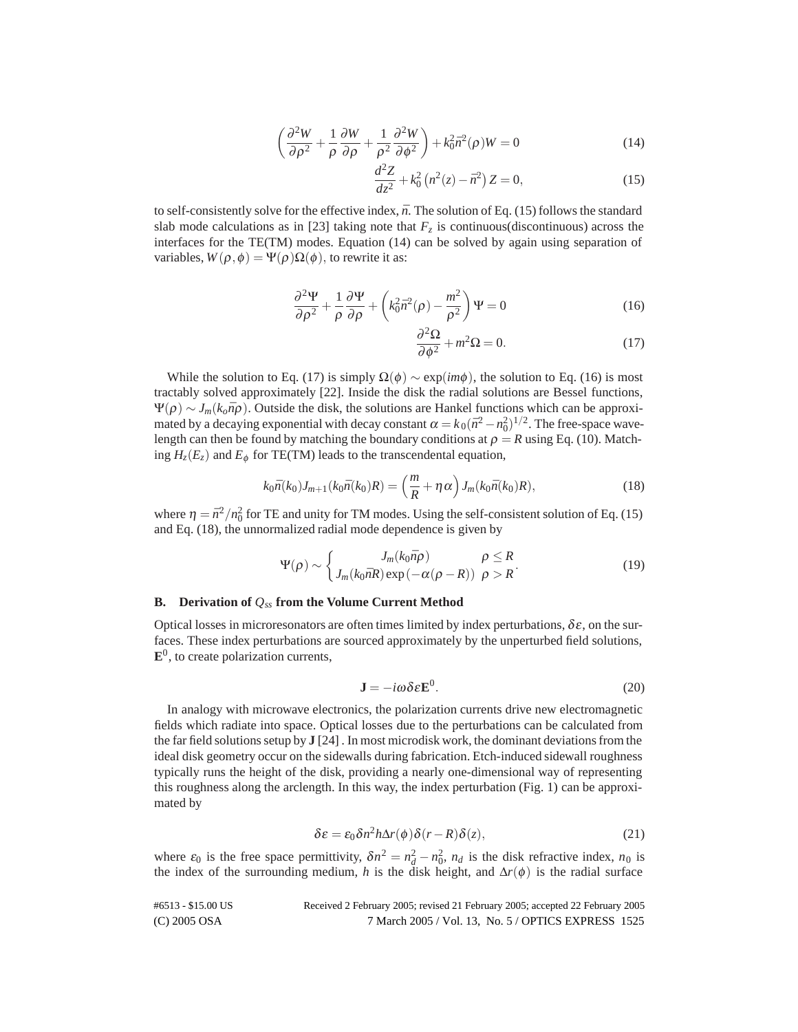$$\left(\frac{\partial^2 W}{\partial \rho^2} + \frac{1}{\rho}\frac{\partial W}{\partial \rho} + \frac{1}{\rho^2}\frac{\partial^2 W}{\partial \phi^2}\right) + k_0^2 \bar{n}^2(\rho) W = 0 \tag{14}$$

$$\frac{d^2 Z}{dz^2} + k_0^2\left(n^2(z) - \bar{n}^2\right) Z = 0, \tag{15}$$

to self-consistently solve for the effective index, $\bar{n}$. The solution of Eq. (15) follows the standard slab mode calculations as in [23] taking note that $F_z$ is continuous(discontinuous) across the interfaces for the TE(TM) modes. Equation (14) can be solved by again using separation of variables, $W(\rho,\phi) = \Psi(\rho)\Omega(\phi)$, to rewrite it as:

$$\frac{\partial^2 \Psi}{\partial \rho^2} + \frac{1}{\rho}\frac{\partial \Psi}{\partial \rho} + \left(k_0^2 \bar{n}^2(\rho) - \frac{m^2}{\rho^2}\right)\Psi = 0 \tag{16}$$

$$\frac{\partial^2 \Omega}{\partial \phi^2} + m^2 \Omega = 0. \tag{17}$$

While the solution to Eq. (17) is simply $\Omega(\phi) \sim \exp(im\phi)$, the solution to Eq. (16) is most tractably solved approximately [22]. Inside the disk the radial solutions are Bessel functions, $\Psi(\rho) \sim J_m(k_o \bar{n} \rho)$. Outside the disk, the solutions are Hankel functions which can be approximated by a decaying exponential with decay constant $\alpha = k_0(\bar{n}^2 - n_0^2)^{1/2}$. The free-space wavelength can then be found by matching the boundary conditions at $\rho = R$ using Eq. (10). Matching $H_z(E_z)$ and $E_\phi$ for TE(TM) leads to the transcendental equation,

$$k_0 \bar{n}(k_0) J_{m+1}(k_0 \bar{n}(k_0) R) = \left(\frac{m}{R} + \eta \alpha\right) J_m(k_0 \bar{n}(k_0) R), \tag{18}$$

where $\eta = \bar{n}^2/n_0^2$ for TE and unity for TM modes. Using the self-consistent solution of Eq. (15) and Eq. (18), the unnormalized radial mode dependence is given by

$$\Psi(\rho) \sim \begin{cases} J_m(k_0 \bar{n} \rho) & \rho \leq R \\ J_m(k_0 \bar{n} R)\exp\left(-\alpha(\rho - R)\right) & \rho > R \end{cases}. \tag{19}$$

## B. Derivation of $Q_{ss}$ from the Volume Current Method

Optical losses in microresonators are often times limited by index perturbations, $\delta\varepsilon$, on the surfaces. These index perturbations are sourced approximately by the unperturbed field solutions, $\mathbf{E}^0$, to create polarization currents,

$$\mathbf{J} = -i\omega \delta\varepsilon \mathbf{E}^0. \tag{20}$$

In analogy with microwave electronics, the polarization currents drive new electromagnetic fields which radiate into space. Optical losses due to the perturbations can be calculated from the far field solutions setup by $\mathbf{J}$ [24] . In most microdisk work, the dominant deviations from the ideal disk geometry occur on the sidewalls during fabrication. Etch-induced sidewall roughness typically runs the height of the disk, providing a nearly one-dimensional way of representing this roughness along the arclength. In this way, the index perturbation (Fig. 1) can be approximated by

$$\delta\varepsilon = \varepsilon_0 \delta n^2 h \Delta r(\phi) \delta(r - R) \delta(z), \tag{21}$$

where $\varepsilon_0$ is the free space permittivity, $\delta n^2 = n_d^2 - n_0^2$, $n_d$ is the disk refractive index, $n_0$ is the index of the surrounding medium, $h$ is the disk height, and $\Delta r(\phi)$ is the radial surface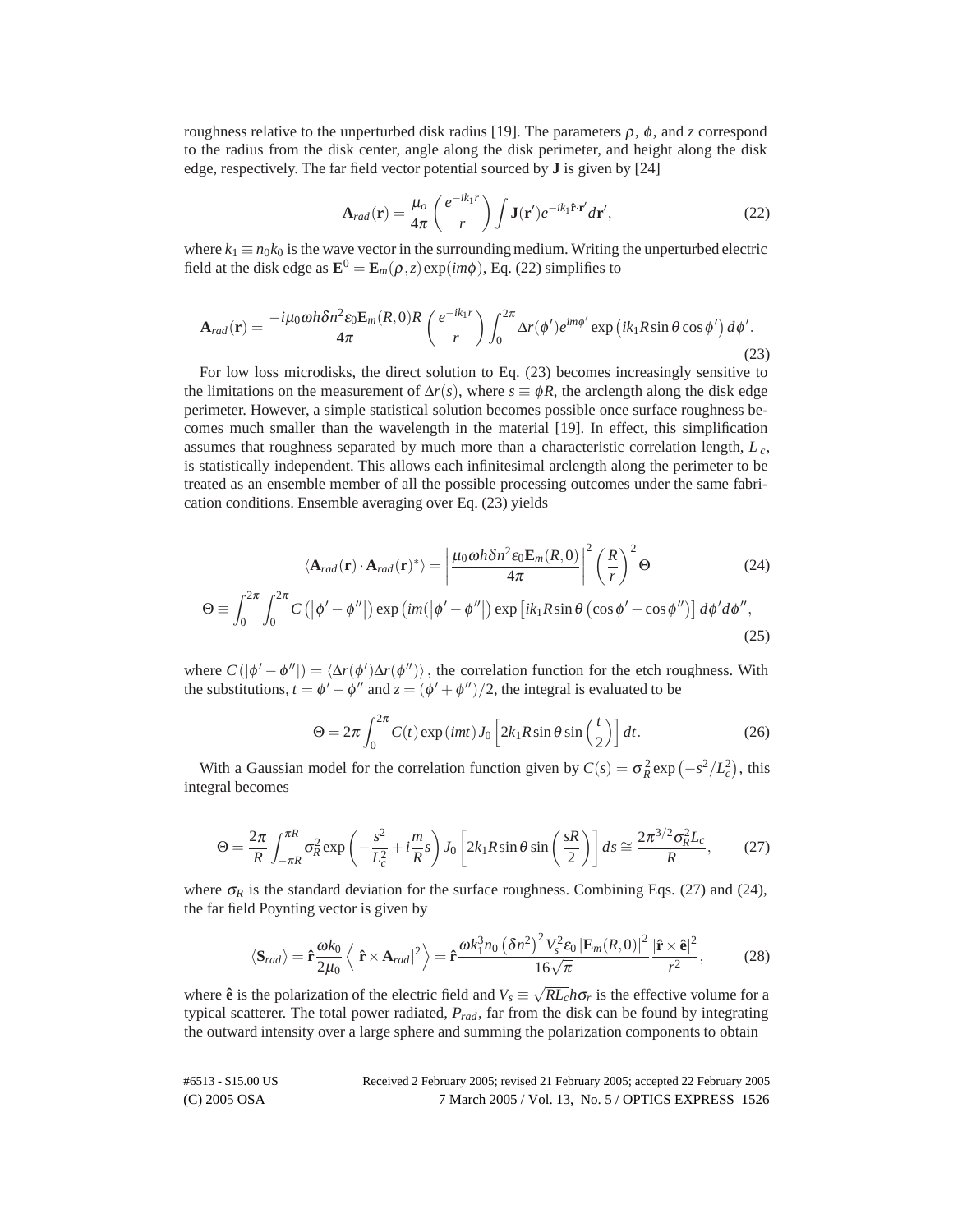roughness relative to the unperturbed disk radius [19]. The parameters $\rho$, $\phi$, and $z$ correspond to the radius from the disk center, angle along the disk perimeter, and height along the disk edge, respectively. The far field vector potential sourced by $\mathbf{J}$ is given by [24]

$$\mathbf{A}_{rad}(\mathbf{r}) = \frac{\mu_o}{4\pi}\left(\frac{e^{-ik_1 r}}{r}\right)\int \mathbf{J}(\mathbf{r}')e^{-ik_1\hat{\mathbf{r}}\cdot\mathbf{r}'}d\mathbf{r}', \tag{22}$$

where $k_1 \equiv n_0 k_0$ is the wave vector in the surrounding medium. Writing the unperturbed electric field at the disk edge as $\mathbf{E}^0 = \mathbf{E}_m(\rho,z)\exp(im\phi)$, Eq. (22) simplifies to

$$\mathbf{A}_{rad}(\mathbf{r}) = \frac{-i\mu_0\omega h\delta n^2\varepsilon_0\mathbf{E}_m(R,0)R}{4\pi}\left(\frac{e^{-ik_1 r}}{r}\right)\int_0^{2\pi}\Delta r(\phi')e^{im\phi'}\exp\left(ik_1 R\sin\theta\cos\phi'\right)d\phi'. \tag{23}$$

For low loss microdisks, the direct solution to Eq. (23) becomes increasingly sensitive to the limitations on the measurement of $\Delta r(s)$, where $s \equiv \phi R$, the arclength along the disk edge perimeter. However, a simple statistical solution becomes possible once surface roughness becomes much smaller than the wavelength in the material [19]. In effect, this simplification assumes that roughness separated by much more than a characteristic correlation length, $L_c$, is statistically independent. This allows each infinitesimal arclength along the perimeter to be treated as an ensemble member of all the possible processing outcomes under the same fabrication conditions. Ensemble averaging over Eq. (23) yields

$$\langle\mathbf{A}_{rad}(\mathbf{r})\cdot\mathbf{A}_{rad}(\mathbf{r})^*\rangle = \left|\frac{\mu_0\omega h\delta n^2\varepsilon_0\mathbf{E}_m(R,0)}{4\pi}\right|^2\left(\frac{R}{r}\right)^2\Theta \tag{24}$$

$$\Theta \equiv \int_0^{2\pi}\int_0^{2\pi}C\left(\left|\phi'-\phi''\right|\right)\exp\left(im(\left|\phi'-\phi''\right|\right)\exp\left[ik_1 R\sin\theta\left(\cos\phi'-\cos\phi''\right)\right]d\phi' d\phi'', \tag{25}$$

where $C\left(\left|\phi'-\phi''\right|\right) = \langle\Delta r(\phi')\Delta r(\phi'')\rangle$, the correlation function for the etch roughness. With the substitutions, $t = \phi'-\phi''$ and $z = (\phi'+\phi'')/2$, the integral is evaluated to be

$$\Theta = 2\pi\int_0^{2\pi}C(t)\exp(imt)J_0\left[2k_1 R\sin\theta\sin\left(\frac{t}{2}\right)\right]dt. \tag{26}$$

With a Gaussian model for the correlation function given by $C(s) = \sigma_R^2\exp\left(-s^2/L_c^2\right)$, this integral becomes

$$\Theta = \frac{2\pi}{R}\int_{-\pi R}^{\pi R}\sigma_R^2\exp\left(-\frac{s^2}{L_c^2}+i\frac{m}{R}s\right)J_0\left[2k_1 R\sin\theta\sin\left(\frac{sR}{2}\right)\right]ds \cong \frac{2\pi^{3/2}\sigma_R^2 L_c}{R}, \tag{27}$$

where $\sigma_R$ is the standard deviation for the surface roughness. Combining Eqs. (27) and (24), the far field Poynting vector is given by

$$\langle\mathbf{S}_{rad}\rangle = \hat{\mathbf{r}}\frac{\omega k_0}{2\mu_0}\left\langle\left|\hat{\mathbf{r}}\times\mathbf{A}_{rad}\right|^2\right\rangle = \hat{\mathbf{r}}\frac{\omega k_1^3 n_0\left(\delta n^2\right)^2 V_s^2\varepsilon_0\left|\mathbf{E}_m(R,0)\right|^2}{16\sqrt{\pi}}\frac{\left|\hat{\mathbf{r}}\times\hat{\mathbf{e}}\right|^2}{r^2}, \tag{28}$$

where $\hat{\mathbf{e}}$ is the polarization of the electric field and $V_s \equiv \sqrt{RL_c}h\sigma_r$ is the effective volume for a typical scatterer. The total power radiated, $P_{rad}$, far from the disk can be found by integrating the outward intensity over a large sphere and summing the polarization components to obtain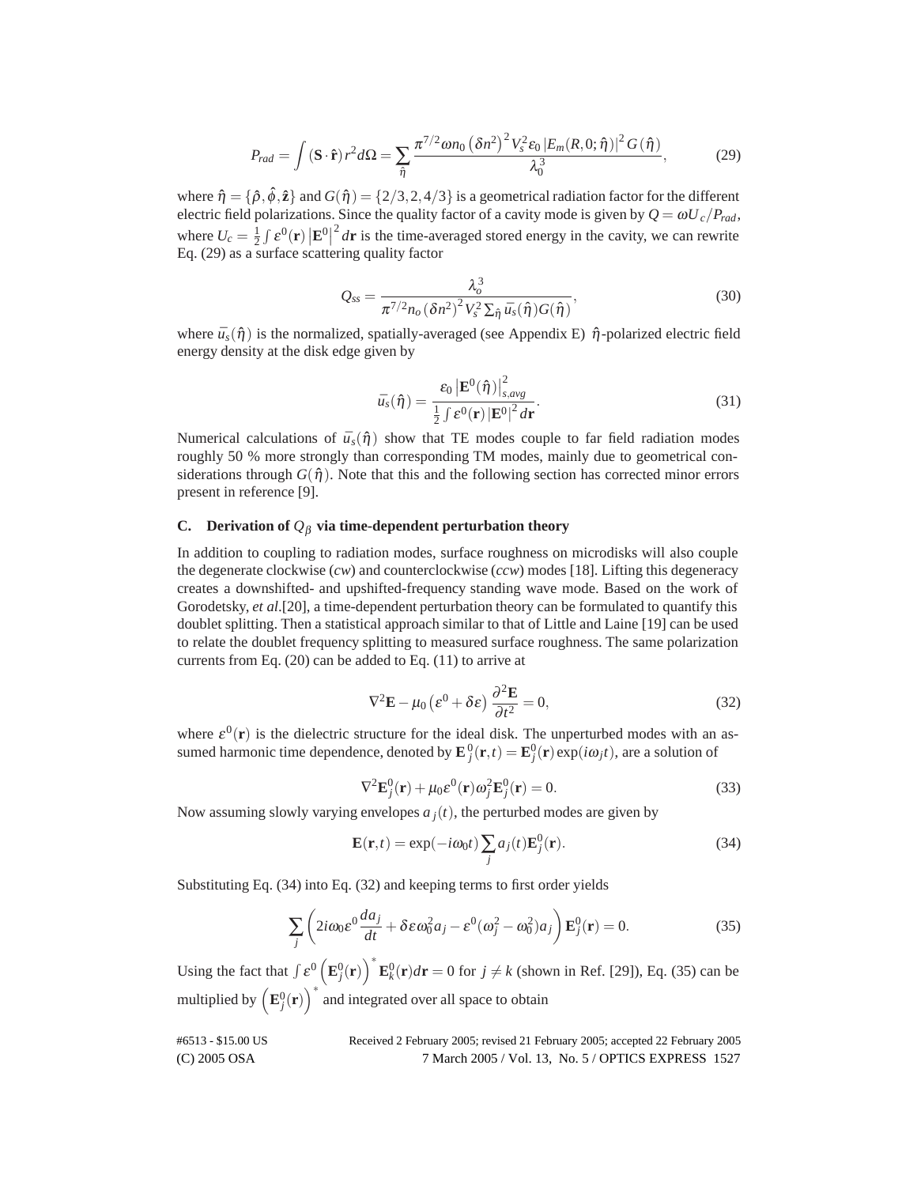$$P_{rad} = \int (\mathbf{S} \cdot \hat{\mathbf{r}}) r^2 d\Omega = \sum_{\hat{\eta}} \frac{\pi^{7/2} \omega n_0 \left(\delta n^2\right)^2 V_s^2 \varepsilon_0 \left|E_m(R, 0; \hat{\eta})\right|^2 G(\hat{\eta})}{\lambda_0^3}, \tag{29}$$

where $\hat{\eta} = \{\hat{\rho}, \hat{\phi}, \hat{\mathbf{z}}\}$ and $G(\hat{\eta}) = \{2/3, 2, 4/3\}$ is a geometrical radiation factor for the different electric field polarizations. Since the quality factor of a cavity mode is given by $Q = \omega U_c / P_{rad}$, where $U_c = \frac{1}{2} \int \varepsilon^0(\mathbf{r}) \left|\mathbf{E}^0\right|^2 d\mathbf{r}$ is the time-averaged stored energy in the cavity, we can rewrite Eq. (29) as a surface scattering quality factor

$$Q_{ss} = \frac{\lambda_o^3}{\pi^{7/2} n_o \left(\delta n^2\right)^2 V_s^2 \sum_{\hat{\eta}} \bar{u}_s(\hat{\eta}) G(\hat{\eta})}, \tag{30}$$

where $\bar{u}_s(\hat{\eta})$ is the normalized, spatially-averaged (see Appendix E) $\hat{\eta}$-polarized electric field energy density at the disk edge given by

$$\bar{u}_s(\hat{\eta}) = \frac{\varepsilon_0 \left|\mathbf{E}^0(\hat{\eta})\right|^2_{s,avg}}{\frac{1}{2} \int \varepsilon^0(\mathbf{r}) \left|\mathbf{E}^0\right|^2 d\mathbf{r}}. \tag{31}$$

Numerical calculations of $\bar{u}_s(\hat{\eta})$ show that TE modes couple to far field radiation modes roughly 50 % more strongly than corresponding TM modes, mainly due to geometrical considerations through $G(\hat{\eta})$. Note that this and the following section has corrected minor errors present in reference [9].

### C. Derivation of $Q_\beta$ via time-dependent perturbation theory

In addition to coupling to radiation modes, surface roughness on microdisks will also couple the degenerate clockwise (*cw*) and counterclockwise (*ccw*) modes [18]. Lifting this degeneracy creates a downshifted- and upshifted-frequency standing wave mode. Based on the work of Gorodetsky, *et al*.[20], a time-dependent perturbation theory can be formulated to quantify this doublet splitting. Then a statistical approach similar to that of Little and Laine [19] can be used to relate the doublet frequency splitting to measured surface roughness. The same polarization currents from Eq. (20) can be added to Eq. (11) to arrive at

$$\nabla^2 \mathbf{E} - \mu_0 \left(\varepsilon^0 + \delta\varepsilon\right) \frac{\partial^2 \mathbf{E}}{\partial t^2} = 0, \tag{32}$$

where $\varepsilon^0(\mathbf{r})$ is the dielectric structure for the ideal disk. The unperturbed modes with an assumed harmonic time dependence, denoted by $\mathbf{E}_j^0(\mathbf{r}, t) = \mathbf{E}_j^0(\mathbf{r}) \exp(i\omega_j t)$, are a solution of

$$\nabla^2 \mathbf{E}_j^0(\mathbf{r}) + \mu_0 \varepsilon^0(\mathbf{r}) \omega_j^2 \mathbf{E}_j^0(\mathbf{r}) = 0. \tag{33}$$

Now assuming slowly varying envelopes $a_j(t)$, the perturbed modes are given by

$$\mathbf{E}(\mathbf{r}, t) = \exp(-i\omega_0 t) \sum_j a_j(t) \mathbf{E}_j^0(\mathbf{r}). \tag{34}$$

Substituting Eq. (34) into Eq. (32) and keeping terms to first order yields

$$\sum_j \left(2i\omega_0 \varepsilon^0 \frac{da_j}{dt} + \delta\varepsilon \omega_0^2 a_j - \varepsilon^0(\omega_j^2 - \omega_0^2) a_j\right) \mathbf{E}_j^0(\mathbf{r}) = 0. \tag{35}$$

Using the fact that $\int \varepsilon^0 \left(\mathbf{E}_j^0(\mathbf{r})\right)^* \mathbf{E}_k^0(\mathbf{r}) d\mathbf{r} = 0$ for $j \neq k$ (shown in Ref. [29]), Eq. (35) can be multiplied by $\left(\mathbf{E}_j^0(\mathbf{r})\right)^*$ and integrated over all space to obtain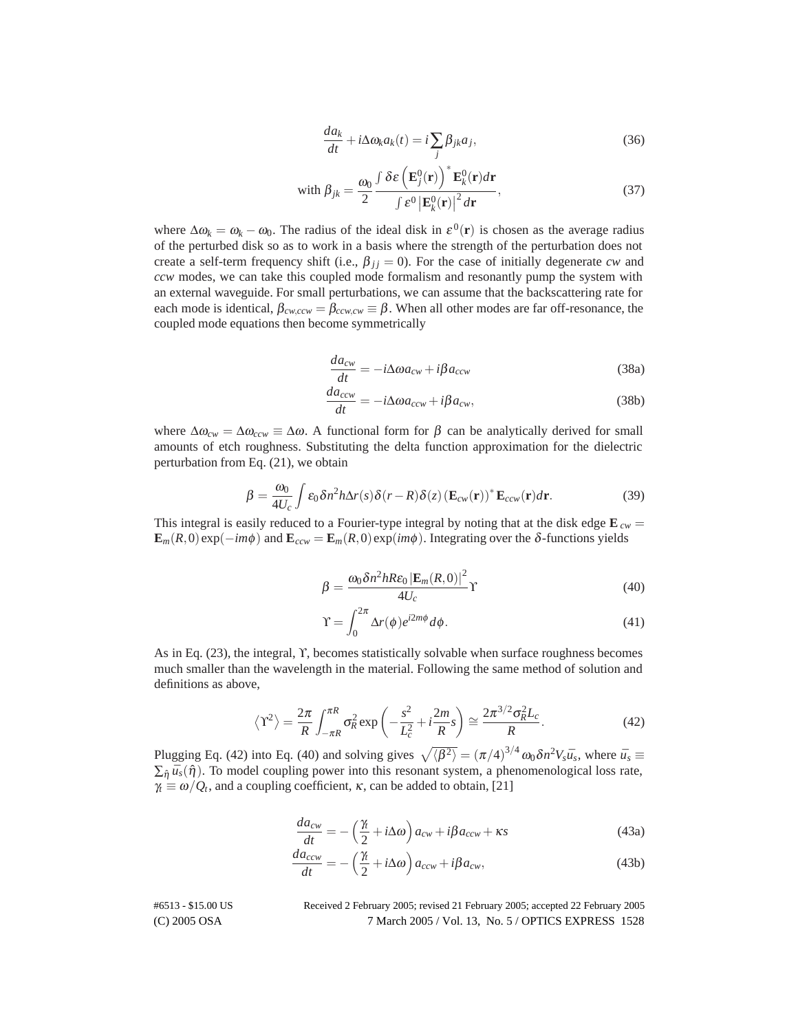$$\frac{da_k}{dt} + i\Delta\omega_k a_k(t) = i\sum_j \beta_{jk} a_j, \tag{36}$$

$$\text{with } \beta_{jk} = \frac{\omega_0}{2} \frac{\int \delta\varepsilon \left(\mathbf{E}_j^0(\mathbf{r})\right)^* \mathbf{E}_k^0(\mathbf{r}) d\mathbf{r}}{\int \varepsilon^0 \left|\mathbf{E}_k^0(\mathbf{r})\right|^2 d\mathbf{r}}, \tag{37}$$

where $\Delta\omega_k = \omega_k - \omega_0$. The radius of the ideal disk in $\varepsilon^0(\mathbf{r})$ is chosen as the average radius of the perturbed disk so as to work in a basis where the strength of the perturbation does not create a self-term frequency shift (i.e., $\beta_{jj} = 0$). For the case of initially degenerate *cw* and *ccw* modes, we can take this coupled mode formalism and resonantly pump the system with an external waveguide. For small perturbations, we can assume that the backscattering rate for each mode is identical, $\beta_{cw,ccw} = \beta_{ccw,cw} \equiv \beta$. When all other modes are far off-resonance, the coupled mode equations then become symmetrically

$$\frac{da_{cw}}{dt} = -i\Delta\omega a_{cw} + i\beta a_{ccw} \tag{38a}$$

$$\frac{da_{ccw}}{dt} = -i\Delta\omega a_{ccw} + i\beta a_{cw}, \tag{38b}$$

where $\Delta\omega_{cw} = \Delta\omega_{ccw} \equiv \Delta\omega$. A functional form for $\beta$ can be analytically derived for small amounts of etch roughness. Substituting the delta function approximation for the dielectric perturbation from Eq. (21), we obtain

$$\beta = \frac{\omega_0}{4U_c} \int \varepsilon_0 \delta n^2 h \Delta r(s) \delta(r-R) \delta(z) \left(\mathbf{E}_{cw}(\mathbf{r})\right)^* \mathbf{E}_{ccw}(\mathbf{r}) d\mathbf{r}. \tag{39}$$

This integral is easily reduced to a Fourier-type integral by noting that at the disk edge $\mathbf{E}_{cw} = \mathbf{E}_m(R,0)\exp(-im\phi)$ and $\mathbf{E}_{ccw} = \mathbf{E}_m(R,0)\exp(im\phi)$. Integrating over the $\delta$-functions yields

$$\beta = \frac{\omega_0 \delta n^2 h R \varepsilon_0 \left|\mathbf{E}_m(R,0)\right|^2}{4U_c} \Upsilon \tag{40}$$

$$\Upsilon = \int_0^{2\pi} \Delta r(\phi) e^{i2m\phi} d\phi. \tag{41}$$

As in Eq. (23), the integral, $\Upsilon$, becomes statistically solvable when surface roughness becomes much smaller than the wavelength in the material. Following the same method of solution and definitions as above,

$$\left\langle \Upsilon^2 \right\rangle = \frac{2\pi}{R} \int_{-\pi R}^{\pi R} \sigma_R^2 \exp\left(-\frac{s^2}{L_c^2} + i\frac{2m}{R}s\right) \cong \frac{2\pi^{3/2}\sigma_R^2 L_c}{R}. \tag{42}$$

Plugging Eq. (42) into Eq. (40) and solving gives $\sqrt{\langle \beta^2 \rangle} = (\pi/4)^{3/4} \omega_0 \delta n^2 V_s \bar{u}_s$, where $\bar{u}_s \equiv \sum_{\hat{\eta}} \bar{u}_s(\hat{\eta})$. To model coupling power into this resonant system, a phenomenological loss rate, $\gamma_t \equiv \omega/Q_t$, and a coupling coefficient, $\kappa$, can be added to obtain, [21]

$$\frac{da_{cw}}{dt} = -\left(\frac{\gamma_t}{2} + i\Delta\omega\right) a_{cw} + i\beta a_{ccw} + \kappa s \tag{43a}$$

$$\frac{da_{ccw}}{dt} = -\left(\frac{\gamma_t}{2} + i\Delta\omega\right) a_{ccw} + i\beta a_{cw}, \tag{43b}$$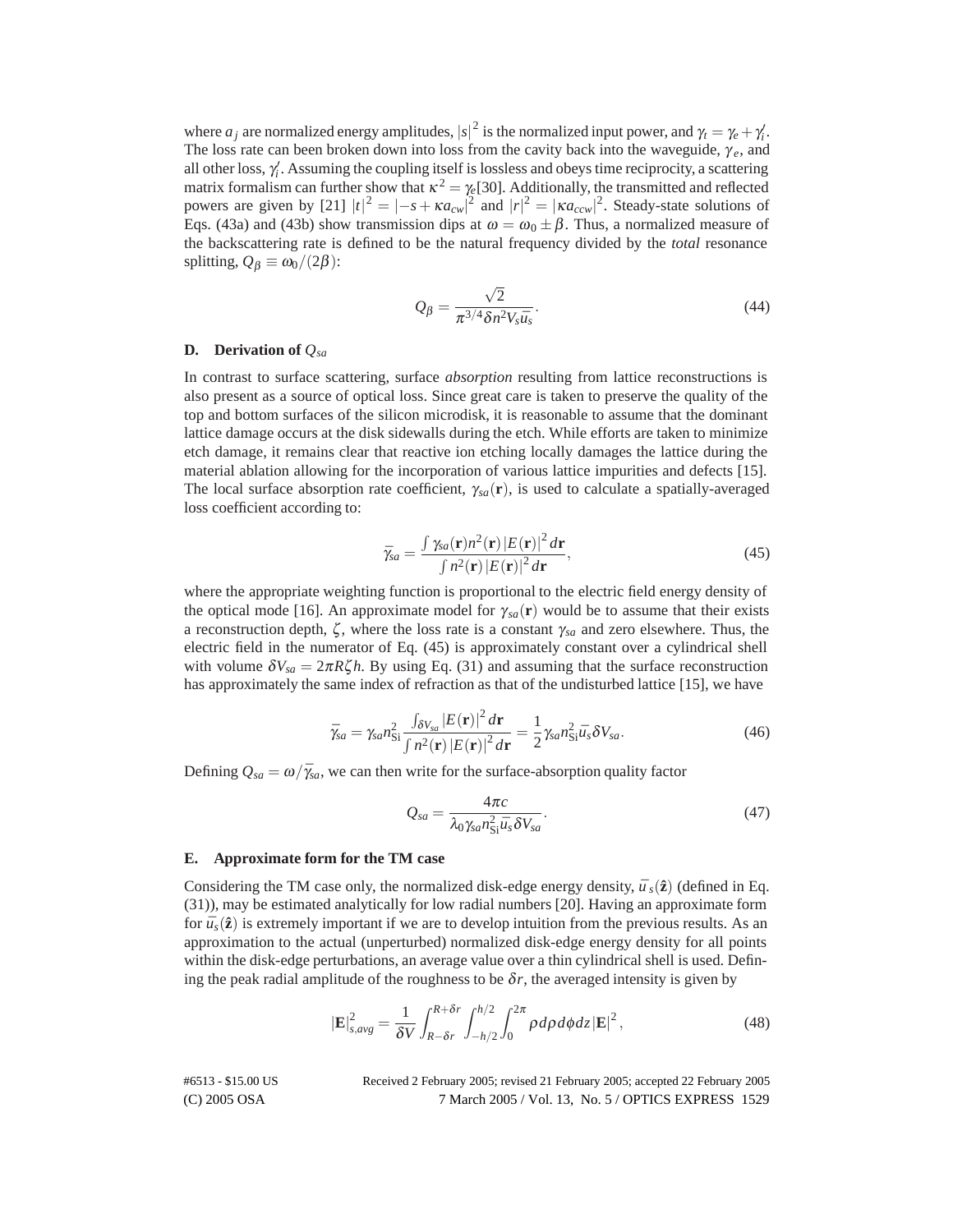where $a_j$ are normalized energy amplitudes, $|s|^2$ is the normalized input power, and $\gamma_t = \gamma_e + \gamma_i'$. The loss rate can been broken down into loss from the cavity back into the waveguide, $\gamma_e$, and all other loss, $\gamma_i'$. Assuming the coupling itself is lossless and obeys time reciprocity, a scattering matrix formalism can further show that $\kappa^2 = \gamma_e$[30]. Additionally, the transmitted and reflected powers are given by [21] $|t|^2 = |-s + \kappa a_{cw}|^2$ and $|r|^2 = |\kappa a_{ccw}|^2$. Steady-state solutions of Eqs. (43a) and (43b) show transmission dips at $\omega = \omega_0 \pm \beta$. Thus, a normalized measure of the backscattering rate is defined to be the natural frequency divided by the *total* resonance splitting, $Q_\beta \equiv \omega_0/(2\beta)$:

$$Q_\beta = \frac{\sqrt{2}}{\pi^{3/4}\delta n^2 V_s \bar{u}_s}. \tag{44}$$

### D. Derivation of $Q_{sa}$

In contrast to surface scattering, surface *absorption* resulting from lattice reconstructions is also present as a source of optical loss. Since great care is taken to preserve the quality of the top and bottom surfaces of the silicon microdisk, it is reasonable to assume that the dominant lattice damage occurs at the disk sidewalls during the etch. While efforts are taken to minimize etch damage, it remains clear that reactive ion etching locally damages the lattice during the material ablation allowing for the incorporation of various lattice impurities and defects [15]. The local surface absorption rate coefficient, $\gamma_{sa}(\mathbf{r})$, is used to calculate a spatially-averaged loss coefficient according to:

$$\bar{\gamma}_{sa} = \frac{\int \gamma_{sa}(\mathbf{r}) n^2(\mathbf{r}) |E(\mathbf{r})|^2 d\mathbf{r}}{\int n^2(\mathbf{r}) |E(\mathbf{r})|^2 d\mathbf{r}}, \tag{45}$$

where the appropriate weighting function is proportional to the electric field energy density of the optical mode [16]. An approximate model for $\gamma_{sa}(\mathbf{r})$ would be to assume that their exists a reconstruction depth, $\zeta$, where the loss rate is a constant $\gamma_{sa}$ and zero elsewhere. Thus, the electric field in the numerator of Eq. (45) is approximately constant over a cylindrical shell with volume $\delta V_{sa} = 2\pi R \zeta h$. By using Eq. (31) and assuming that the surface reconstruction has approximately the same index of refraction as that of the undisturbed lattice [15], we have

$$\bar{\gamma}_{sa} = \gamma_{sa} n_{\mathrm{Si}}^2 \frac{\int_{\delta V_{sa}} |E(\mathbf{r})|^2 d\mathbf{r}}{\int n^2(\mathbf{r}) |E(\mathbf{r})|^2 d\mathbf{r}} = \frac{1}{2} \gamma_{sa} n_{\mathrm{Si}}^2 \bar{u}_s \delta V_{sa}. \tag{46}$$

Defining $Q_{sa} = \omega/\bar{\gamma}_{sa}$, we can then write for the surface-absorption quality factor

$$Q_{sa} = \frac{4\pi c}{\lambda_0 \gamma_{sa} n_{\mathrm{Si}}^2 \bar{u}_s \delta V_{sa}}. \tag{47}$$

### E. Approximate form for the TM case

Considering the TM case only, the normalized disk-edge energy density, $\bar{u}_s(\hat{\mathbf{z}})$ (defined in Eq. (31)), may be estimated analytically for low radial numbers [20]. Having an approximate form for $\bar{u}_s(\hat{\mathbf{z}})$ is extremely important if we are to develop intuition from the previous results. As an approximation to the actual (unperturbed) normalized disk-edge energy density for all points within the disk-edge perturbations, an average value over a thin cylindrical shell is used. Defining the peak radial amplitude of the roughness to be $\delta r$, the averaged intensity is given by

$$|\mathbf{E}|_{s,avg}^2 = \frac{1}{\delta V} \int_{R-\delta r}^{R+\delta r} \int_{-h/2}^{h/2} \int_0^{2\pi} \rho \, d\rho \, d\phi \, dz \, |\mathbf{E}|^2, \tag{48}$$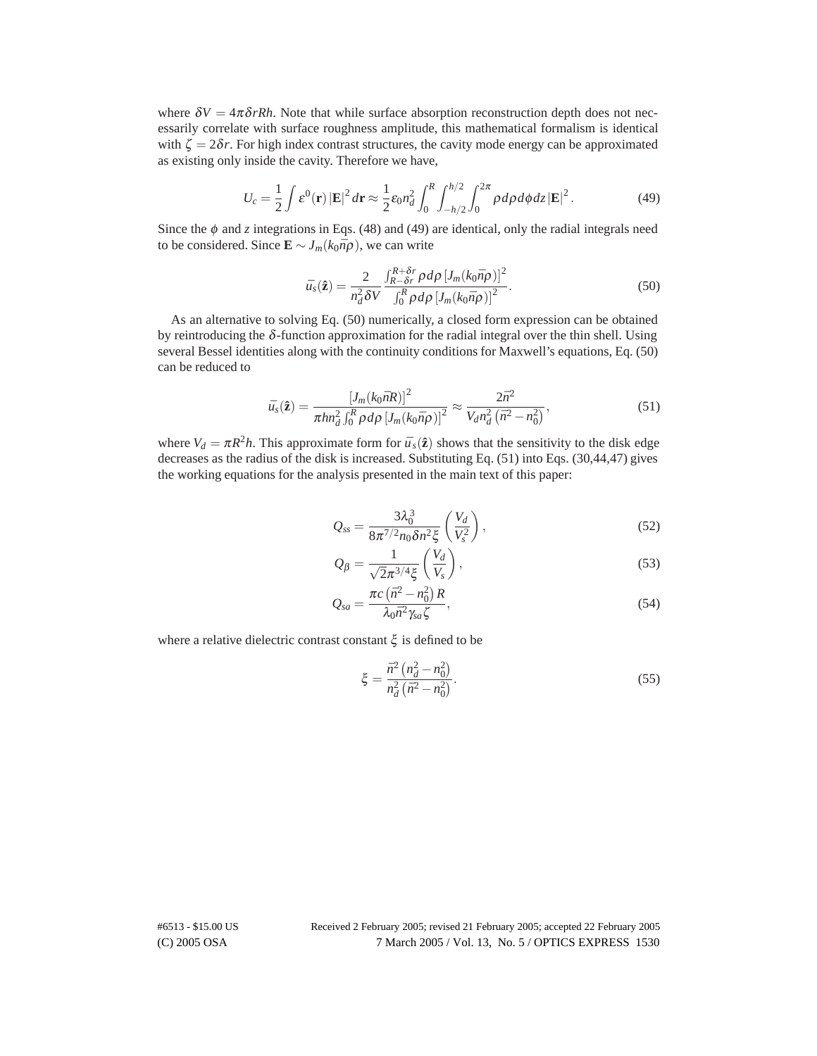where $\delta V = 4\pi\delta r R h$. Note that while surface absorption reconstruction depth does not necessarily correlate with surface roughness amplitude, this mathematical formalism is identical with $\zeta = 2\delta r$. For high index contrast structures, the cavity mode energy can be approximated as existing only inside the cavity. Therefore we have,

$$U_c = \frac{1}{2}\int \varepsilon^0(\mathbf{r})\,|\mathbf{E}|^2\,d\mathbf{r} \approx \frac{1}{2}\varepsilon_0 n_d^2 \int_0^R \int_{-h/2}^{h/2} \int_0^{2\pi} \rho\, d\rho\, d\phi\, dz\, |\mathbf{E}|^2. \tag{49}$$

Since the $\phi$ and $z$ integrations in Eqs. (48) and (49) are identical, only the radial integrals need to be considered. Since $\mathbf{E} \sim J_m(k_0\bar{n}\rho)$, we can write

$$\bar{u}_s(\hat{\mathbf{z}}) = \frac{2}{n_d^2\,\delta V}\,\frac{\int_{R-\delta r}^{R+\delta r} \rho\, d\rho\, [J_m(k_0\bar{n}\rho)]^2}{\int_0^R \rho\, d\rho\, [J_m(k_0\bar{n}\rho)]^2}. \tag{50}$$

As an alternative to solving Eq. (50) numerically, a closed form expression can be obtained by reintroducing the $\delta$-function approximation for the radial integral over the thin shell. Using several Bessel identities along with the continuity conditions for Maxwell's equations, Eq. (50) can be reduced to

$$\bar{u}_s(\hat{\mathbf{z}}) = \frac{[J_m(k_0\bar{n}R)]^2}{\pi h n_d^2 \int_0^R \rho\, d\rho\, [J_m(k_0\bar{n}\rho)]^2} \approx \frac{2\bar{n}^2}{V_d n_d^2\left(\bar{n}^2 - n_0^2\right)}, \tag{51}$$

where $V_d = \pi R^2 h$. This approximate form for $\bar{u}_s(\hat{\mathbf{z}})$ shows that the sensitivity to the disk edge decreases as the radius of the disk is increased. Substituting Eq. (51) into Eqs. (30,44,47) gives the working equations for the analysis presented in the main text of this paper:

$$Q_{ss} = \frac{3\lambda_0^3}{8\pi^{7/2} n_0 \delta n^2 \xi}\left(\frac{V_d}{V_s^2}\right), \tag{52}$$

$$Q_\beta = \frac{1}{\sqrt{2}\pi^{3/4}\xi}\left(\frac{V_d}{V_s}\right), \tag{53}$$

$$Q_{sa} = \frac{\pi c\left(\bar{n}^2 - n_0^2\right) R}{\lambda_0 \bar{n}^2 \gamma_{sa} \zeta}, \tag{54}$$

where a relative dielectric contrast constant $\xi$ is defined to be

$$\xi = \frac{\bar{n}^2\left(n_d^2 - n_0^2\right)}{n_d^2\left(\bar{n}^2 - n_0^2\right)}. \tag{55}$$